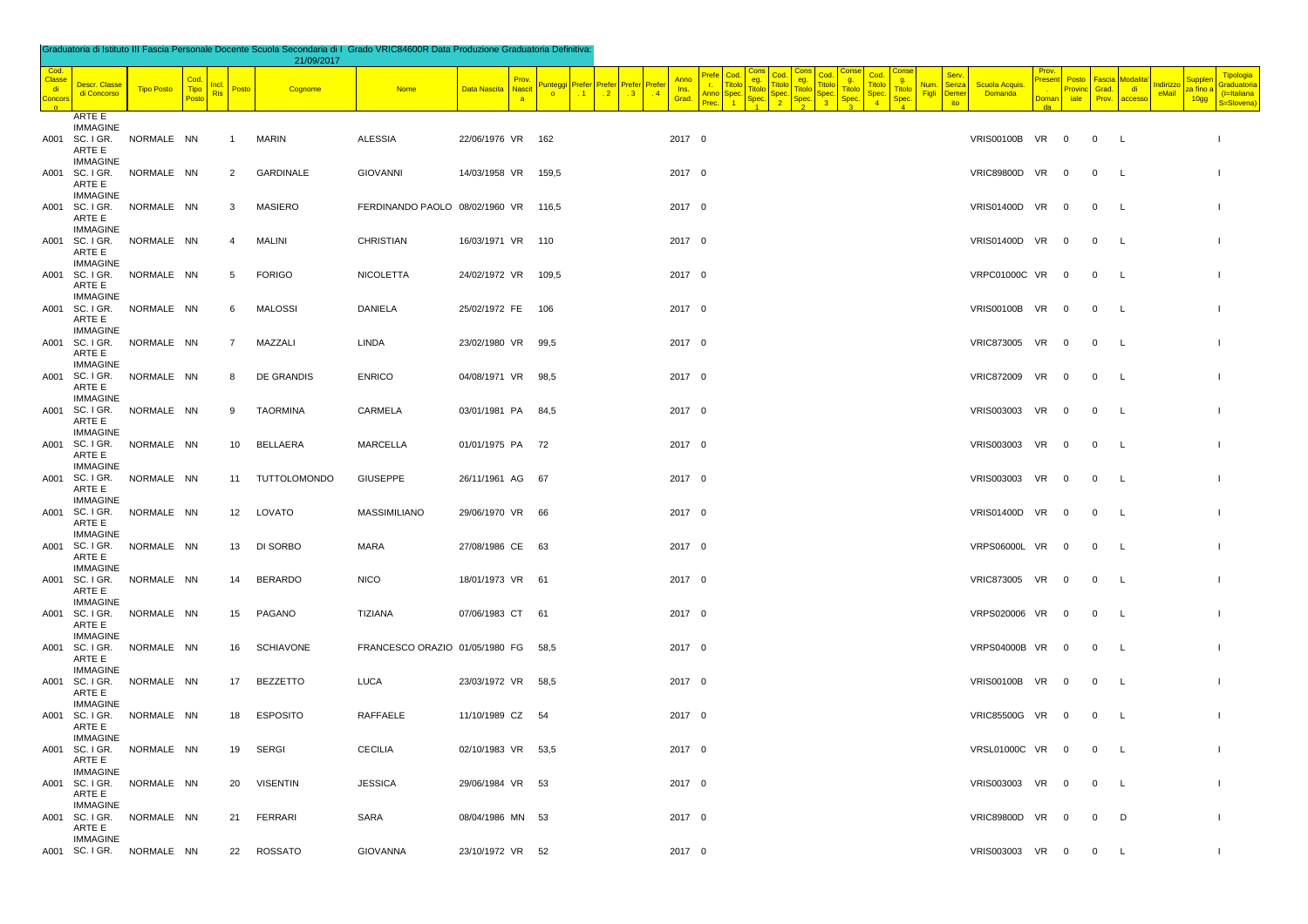Graduatoria di Istituto III Fascia Personale Docente Scuola Secondaria di I Grado VRIC84600R Data Produzione Graduatoria Definitiva: 21/09/2017

| Cod. Classe di Concorso | Descr. Classe di Concorso | Tipo Posto | Cod. Tipo Posto | Incl. Ris | Posto | Cognome | Nome | Data Nascita | Prov. Nascita | Punteggio | Prefer. 1 | Prefer. 2 | Prefer. 3 | Prefer. 4 | Anno Ins. Grad. | Prefer. Anno Prec. | Cod. Titolo Spec. 1 | Conseg. Titolo Spec. 1 | Cod. Titolo Spec. 2 | Conseg. Titolo Spec. 2 | Cod. Titolo Spec. 3 | Conseg. Titolo Spec. 3 | Cod. Titolo Spec. 4 | Conseg. Titolo Spec. 4 | Num. Figli | Serv. Senza Demerito | Scuola Acquis. Domanda | Prov. Presentazione Domanda | Posto Provinciale | Fascia Grad. Prov. | Modalita' di accesso | Indirizzo eMail | Supplenza fino a 10gg | Tipologia Graduatoria (I=Italiana S=Slovena) |
|---|---|---|---|---|---|---|---|---|---|---|---|---|---|---|---|---|---|---|---|---|---|---|---|---|---|---|---|---|---|---|---|---|---|---|
| A001 | ARTE E IMMAGINE SC. I GR. | NORMALE | NN | | 1 | MARIN | ALESSIA | 22/06/1976 | VR | 162 | | | | | 2017 | 0 | | | | | | | | | | | VRIS00100B | VR | 0 | 0 | L | | | I |
| A001 | ARTE E IMMAGINE SC. I GR. | NORMALE | NN | | 2 | GARDINALE | GIOVANNI | 14/03/1958 | VR | 159,5 | | | | | 2017 | 0 | | | | | | | | | | | VRIC89800D | VR | 0 | 0 | L | | | I |
| A001 | ARTE E IMMAGINE SC. I GR. | NORMALE | NN | | 3 | MASIERO | FERDINANDO PAOLO | 08/02/1960 | VR | 116,5 | | | | | 2017 | 0 | | | | | | | | | | | VRIS01400D | VR | 0 | 0 | L | | | I |
| A001 | ARTE E IMMAGINE SC. I GR. | NORMALE | NN | | 4 | MALINI | CHRISTIAN | 16/03/1971 | VR | 110 | | | | | 2017 | 0 | | | | | | | | | | | VRIS01400D | VR | 0 | 0 | L | | | I |
| A001 | ARTE E IMMAGINE SC. I GR. | NORMALE | NN | | 5 | FORIGO | NICOLETTA | 24/02/1972 | VR | 109,5 | | | | | 2017 | 0 | | | | | | | | | | | VRPC01000C | VR | 0 | 0 | L | | | I |
| A001 | ARTE E IMMAGINE SC. I GR. | NORMALE | NN | | 6 | MALOSSI | DANIELA | 25/02/1972 | FE | 106 | | | | | 2017 | 0 | | | | | | | | | | | VRIS00100B | VR | 0 | 0 | L | | | I |
| A001 | ARTE E IMMAGINE SC. I GR. | NORMALE | NN | | 7 | MAZZALI | LINDA | 23/02/1980 | VR | 99,5 | | | | | 2017 | 0 | | | | | | | | | | | VRIC873005 | VR | 0 | 0 | L | | | I |
| A001 | ARTE E IMMAGINE SC. I GR. | NORMALE | NN | | 8 | DE GRANDIS | ENRICO | 04/08/1971 | VR | 98,5 | | | | | 2017 | 0 | | | | | | | | | | | VRIC872009 | VR | 0 | 0 | L | | | I |
| A001 | ARTE E IMMAGINE SC. I GR. | NORMALE | NN | | 9 | TAORMINA | CARMELA | 03/01/1981 | PA | 84,5 | | | | | 2017 | 0 | | | | | | | | | | | VRIS003003 | VR | 0 | 0 | L | | | I |
| A001 | ARTE E IMMAGINE SC. I GR. | NORMALE | NN | | 10 | BELLAERA | MARCELLA | 01/01/1975 | PA | 72 | | | | | 2017 | 0 | | | | | | | | | | | VRIS003003 | VR | 0 | 0 | L | | | I |
| A001 | ARTE E IMMAGINE SC. I GR. | NORMALE | NN | | 11 | TUTTOLOMONDO | GIUSEPPE | 26/11/1961 | AG | 67 | | | | | 2017 | 0 | | | | | | | | | | | VRIS003003 | VR | 0 | 0 | L | | | I |
| A001 | ARTE E IMMAGINE SC. I GR. | NORMALE | NN | | 12 | LOVATO | MASSIMILIANO | 29/06/1970 | VR | 66 | | | | | 2017 | 0 | | | | | | | | | | | VRIS01400D | VR | 0 | 0 | L | | | I |
| A001 | ARTE E IMMAGINE SC. I GR. | NORMALE | NN | | 13 | DI SORBO | MARA | 27/08/1986 | CE | 63 | | | | | 2017 | 0 | | | | | | | | | | | VRPS06000L | VR | 0 | 0 | L | | | I |
| A001 | ARTE E IMMAGINE SC. I GR. | NORMALE | NN | | 14 | BERARDO | NICO | 18/01/1973 | VR | 61 | | | | | 2017 | 0 | | | | | | | | | | | VRIC873005 | VR | 0 | 0 | L | | | I |
| A001 | ARTE E IMMAGINE SC. I GR. | NORMALE | NN | | 15 | PAGANO | TIZIANA | 07/06/1983 | CT | 61 | | | | | 2017 | 0 | | | | | | | | | | | VRPS020006 | VR | 0 | 0 | L | | | I |
| A001 | ARTE E IMMAGINE SC. I GR. | NORMALE | NN | | 16 | SCHIAVONE | FRANCESCO ORAZIO | 01/05/1980 | FG | 58,5 | | | | | 2017 | 0 | | | | | | | | | | | VRPS04000B | VR | 0 | 0 | L | | | I |
| A001 | ARTE E IMMAGINE SC. I GR. | NORMALE | NN | | 17 | BEZZETTO | LUCA | 23/03/1972 | VR | 58,5 | | | | | 2017 | 0 | | | | | | | | | | | VRIS00100B | VR | 0 | 0 | L | | | I |
| A001 | ARTE E IMMAGINE SC. I GR. | NORMALE | NN | | 18 | ESPOSITO | RAFFAELE | 11/10/1989 | CZ | 54 | | | | | 2017 | 0 | | | | | | | | | | | VRIC85500G | VR | 0 | 0 | L | | | I |
| A001 | ARTE E IMMAGINE SC. I GR. | NORMALE | NN | | 19 | SERGI | CECILIA | 02/10/1983 | VR | 53,5 | | | | | 2017 | 0 | | | | | | | | | | | VRSL01000C | VR | 0 | 0 | L | | | I |
| A001 | ARTE E IMMAGINE SC. I GR. | NORMALE | NN | | 20 | VISENTIN | JESSICA | 29/06/1984 | VR | 53 | | | | | 2017 | 0 | | | | | | | | | | | VRIS003003 | VR | 0 | 0 | L | | | I |
| A001 | ARTE E IMMAGINE SC. I GR. | NORMALE | NN | | 21 | FERRARI | SARA | 08/04/1986 | MN | 53 | | | | | 2017 | 0 | | | | | | | | | | | VRIC89800D | VR | 0 | 0 | D | | | I |
| A001 | ARTE E IMMAGINE SC. I GR. | NORMALE | NN | | 22 | ROSSATO | GIOVANNA | 23/10/1972 | VR | 52 | | | | | 2017 | 0 | | | | | | | | | | | VRIS003003 | VR | 0 | 0 | L | | | I |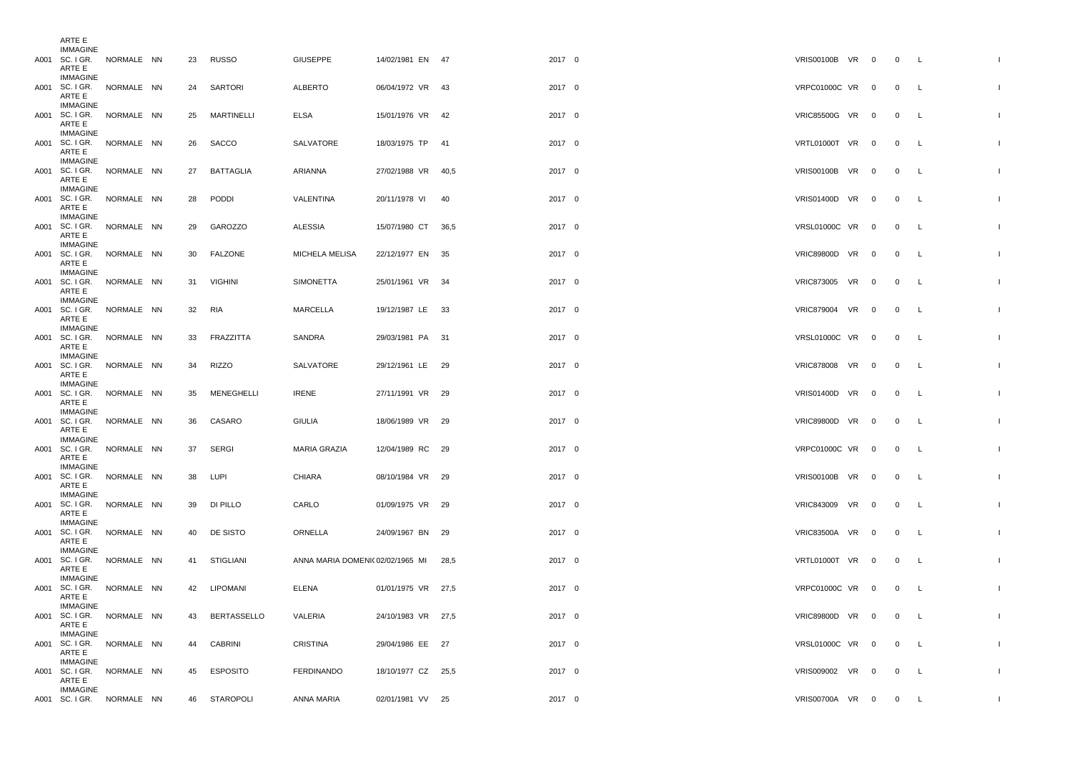| | | | | | | | | | | | | | | | | |
|---|---|---|---|---|---|---|---|---|---|---|---|---|---|---|---|---|
| A001 | ARTE E IMMAGINE SC. I GR. | NORMALE | NN | 23 | RUSSO | GIUSEPPE | 14/02/1981 | EN | 47 | 2017 | 0 | VRIS00100B | VR | 0 | 0 | L |
| A001 | ARTE E IMMAGINE SC. I GR. | NORMALE | NN | 24 | SARTORI | ALBERTO | 06/04/1972 | VR | 43 | 2017 | 0 | VRPC01000C | VR | 0 | 0 | L |
| A001 | ARTE E IMMAGINE SC. I GR. | NORMALE | NN | 25 | MARTINELLI | ELSA | 15/01/1976 | VR | 42 | 2017 | 0 | VRIC85500G | VR | 0 | 0 | L |
| A001 | ARTE E IMMAGINE SC. I GR. | NORMALE | NN | 26 | SACCO | SALVATORE | 18/03/1975 | TP | 41 | 2017 | 0 | VRTL01000T | VR | 0 | 0 | L |
| A001 | ARTE E IMMAGINE SC. I GR. | NORMALE | NN | 27 | BATTAGLIA | ARIANNA | 27/02/1988 | VR | 40,5 | 2017 | 0 | VRIS00100B | VR | 0 | 0 | L |
| A001 | ARTE E IMMAGINE SC. I GR. | NORMALE | NN | 28 | PODDI | VALENTINA | 20/11/1978 | VI | 40 | 2017 | 0 | VRIS01400D | VR | 0 | 0 | L |
| A001 | ARTE E IMMAGINE SC. I GR. | NORMALE | NN | 29 | GAROZZO | ALESSIA | 15/07/1980 | CT | 36,5 | 2017 | 0 | VRSL01000C | VR | 0 | 0 | L |
| A001 | ARTE E IMMAGINE SC. I GR. | NORMALE | NN | 30 | FALZONE | MICHELA MELISA | 22/12/1977 | EN | 35 | 2017 | 0 | VRIC89800D | VR | 0 | 0 | L |
| A001 | ARTE E IMMAGINE SC. I GR. | NORMALE | NN | 31 | VIGHINI | SIMONETTA | 25/01/1961 | VR | 34 | 2017 | 0 | VRIC873005 | VR | 0 | 0 | L |
| A001 | ARTE E IMMAGINE SC. I GR. | NORMALE | NN | 32 | RIA | MARCELLA | 19/12/1987 | LE | 33 | 2017 | 0 | VRIC879004 | VR | 0 | 0 | L |
| A001 | ARTE E IMMAGINE SC. I GR. | NORMALE | NN | 33 | FRAZZITTA | SANDRA | 29/03/1981 | PA | 31 | 2017 | 0 | VRSL01000C | VR | 0 | 0 | L |
| A001 | ARTE E IMMAGINE SC. I GR. | NORMALE | NN | 34 | RIZZO | SALVATORE | 29/12/1961 | LE | 29 | 2017 | 0 | VRIC878008 | VR | 0 | 0 | L |
| A001 | ARTE E IMMAGINE SC. I GR. | NORMALE | NN | 35 | MENEGHELLI | IRENE | 27/11/1991 | VR | 29 | 2017 | 0 | VRIS01400D | VR | 0 | 0 | L |
| A001 | ARTE E IMMAGINE SC. I GR. | NORMALE | NN | 36 | CASARO | GIULIA | 18/06/1989 | VR | 29 | 2017 | 0 | VRIC89800D | VR | 0 | 0 | L |
| A001 | ARTE E IMMAGINE SC. I GR. | NORMALE | NN | 37 | SERGI | MARIA GRAZIA | 12/04/1989 | RC | 29 | 2017 | 0 | VRPC01000C | VR | 0 | 0 | L |
| A001 | ARTE E IMMAGINE SC. I GR. | NORMALE | NN | 38 | LUPI | CHIARA | 08/10/1984 | VR | 29 | 2017 | 0 | VRIS00100B | VR | 0 | 0 | L |
| A001 | ARTE E IMMAGINE SC. I GR. | NORMALE | NN | 39 | DI PILLO | CARLO | 01/09/1975 | VR | 29 | 2017 | 0 | VRIC843009 | VR | 0 | 0 | L |
| A001 | ARTE E IMMAGINE SC. I GR. | NORMALE | NN | 40 | DE SISTO | ORNELLA | 24/09/1967 | BN | 29 | 2017 | 0 | VRIC83500A | VR | 0 | 0 | L |
| A001 | ARTE E IMMAGINE SC. I GR. | NORMALE | NN | 41 | STIGLIANI | ANNA MARIA DOMENI( | 02/02/1965 | MI | 28,5 | 2017 | 0 | VRTL01000T | VR | 0 | 0 | L |
| A001 | ARTE E IMMAGINE SC. I GR. | NORMALE | NN | 42 | LIPOMANI | ELENA | 01/01/1975 | VR | 27,5 | 2017 | 0 | VRPC01000C | VR | 0 | 0 | L |
| A001 | ARTE E IMMAGINE SC. I GR. | NORMALE | NN | 43 | BERTASSELLO | VALERIA | 24/10/1983 | VR | 27,5 | 2017 | 0 | VRIC89800D | VR | 0 | 0 | L |
| A001 | ARTE E IMMAGINE SC. I GR. | NORMALE | NN | 44 | CABRINI | CRISTINA | 29/04/1986 | EE | 27 | 2017 | 0 | VRSL01000C | VR | 0 | 0 | L |
| A001 | ARTE E IMMAGINE SC. I GR. | NORMALE | NN | 45 | ESPOSITO | FERDINANDO | 18/10/1977 | CZ | 25,5 | 2017 | 0 | VRIS009002 | VR | 0 | 0 | L |
| A001 | ARTE E IMMAGINE SC. I GR. | NORMALE | NN | 46 | STAROPOLI | ANNA MARIA | 02/01/1981 | VV | 25 | 2017 | 0 | VRIS00700A | VR | 0 | 0 | L |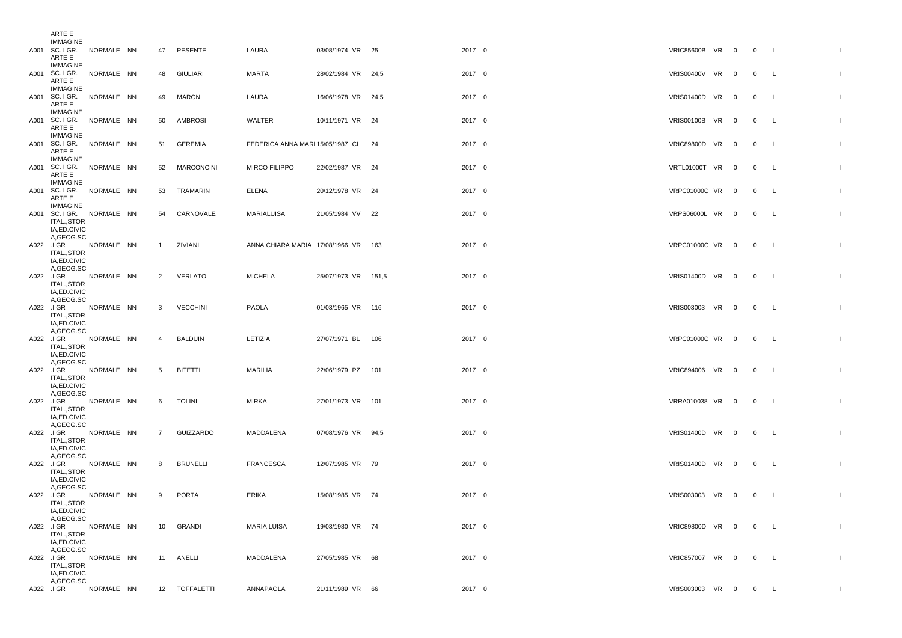| | | | | | | | | | | | | | | | | | |
|---|---|---|---|---|---|---|---|---|---|---|---|---|---|---|---|---|---|
| A001 | ARTE E IMMAGINE SC. I GR. | NORMALE | NN | 47 | PESENTE | LAURA | 03/08/1974 | VR | 25 | 2017 | 0 | VRIC85600B | VR | 0 | 0 | L | I |
| A001 | ARTE E IMMAGINE SC. I GR. | NORMALE | NN | 48 | GIULIARI | MARTA | 28/02/1984 | VR | 24,5 | 2017 | 0 | VRIS00400V | VR | 0 | 0 | L | I |
| A001 | ARTE E IMMAGINE SC. I GR. | NORMALE | NN | 49 | MARON | LAURA | 16/06/1978 | VR | 24,5 | 2017 | 0 | VRIS01400D | VR | 0 | 0 | L | I |
| A001 | ARTE E IMMAGINE SC. I GR. | NORMALE | NN | 50 | AMBROSI | WALTER | 10/11/1971 | VR | 24 | 2017 | 0 | VRIS00100B | VR | 0 | 0 | L | I |
| A001 | ARTE E IMMAGINE SC. I GR. | NORMALE | NN | 51 | GEREMIA | FEDERICA ANNA MARI | 15/05/1987 | CL | 24 | 2017 | 0 | VRIC89800D | VR | 0 | 0 | L | I |
| A001 | ARTE E IMMAGINE SC. I GR. | NORMALE | NN | 52 | MARCONCINI | MIRCO FILIPPO | 22/02/1987 | VR | 24 | 2017 | 0 | VRTL01000T | VR | 0 | 0 | L | I |
| A001 | ARTE E IMMAGINE SC. I GR. | NORMALE | NN | 53 | TRAMARIN | ELENA | 20/12/1978 | VR | 24 | 2017 | 0 | VRPC01000C | VR | 0 | 0 | L | I |
| A001 | ARTE E IMMAGINE SC. I GR. | NORMALE | NN | 54 | CARNOVALE | MARIALUISA | 21/05/1984 | VV | 22 | 2017 | 0 | VRPS06000L | VR | 0 | 0 | L | I |
| A022 | ITAL.,STORIA,ED.CIVICA,GEOG.SC.I GR | NORMALE | NN | 1 | ZIVIANI | ANNA CHIARA MARIA | 17/08/1966 | VR | 163 | 2017 | 0 | VRPC01000C | VR | 0 | 0 | L | I |
| A022 | ITAL.,STORIA,ED.CIVICA,GEOG.SC.I GR | NORMALE | NN | 2 | VERLATO | MICHELA | 25/07/1973 | VR | 151,5 | 2017 | 0 | VRIS01400D | VR | 0 | 0 | L | I |
| A022 | ITAL.,STORIA,ED.CIVICA,GEOG.SC.I GR | NORMALE | NN | 3 | VECCHINI | PAOLA | 01/03/1965 | VR | 116 | 2017 | 0 | VRIS003003 | VR | 0 | 0 | L | I |
| A022 | ITAL.,STORIA,ED.CIVICA,GEOG.SC.I GR | NORMALE | NN | 4 | BALDUIN | LETIZIA | 27/07/1971 | BL | 106 | 2017 | 0 | VRPC01000C | VR | 0 | 0 | L | I |
| A022 | ITAL.,STORIA,ED.CIVICA,GEOG.SC.I GR | NORMALE | NN | 5 | BITETTI | MARILIA | 22/06/1979 | PZ | 101 | 2017 | 0 | VRIC894006 | VR | 0 | 0 | L | I |
| A022 | ITAL.,STORIA,ED.CIVICA,GEOG.SC.I GR | NORMALE | NN | 6 | TOLINI | MIRKA | 27/01/1973 | VR | 101 | 2017 | 0 | VRRA010038 | VR | 0 | 0 | L | I |
| A022 | ITAL.,STORIA,ED.CIVICA,GEOG.SC.I GR | NORMALE | NN | 7 | GUIZZARDO | MADDALENA | 07/08/1976 | VR | 94,5 | 2017 | 0 | VRIS01400D | VR | 0 | 0 | L | I |
| A022 | ITAL.,STORIA,ED.CIVICA,GEOG.SC.I GR | NORMALE | NN | 8 | BRUNELLI | FRANCESCA | 12/07/1985 | VR | 79 | 2017 | 0 | VRIS01400D | VR | 0 | 0 | L | I |
| A022 | ITAL.,STORIA,ED.CIVICA,GEOG.SC.I GR | NORMALE | NN | 9 | PORTA | ERIKA | 15/08/1985 | VR | 74 | 2017 | 0 | VRIS003003 | VR | 0 | 0 | L | I |
| A022 | ITAL.,STORIA,ED.CIVICA,GEOG.SC.I GR | NORMALE | NN | 10 | GRANDI | MARIA LUISA | 19/03/1980 | VR | 74 | 2017 | 0 | VRIC89800D | VR | 0 | 0 | L | I |
| A022 | ITAL.,STORIA,ED.CIVICA,GEOG.SC.I GR | NORMALE | NN | 11 | ANELLI | MADDALENA | 27/05/1985 | VR | 68 | 2017 | 0 | VRIC857007 | VR | 0 | 0 | L | I |
| A022 | ITAL.,STORIA,ED.CIVICA,GEOG.SC.I GR | NORMALE | NN | 12 | TOFFALETTI | ANNAPAOLA | 21/11/1989 | VR | 66 | 2017 | 0 | VRIS003003 | VR | 0 | 0 | L | I |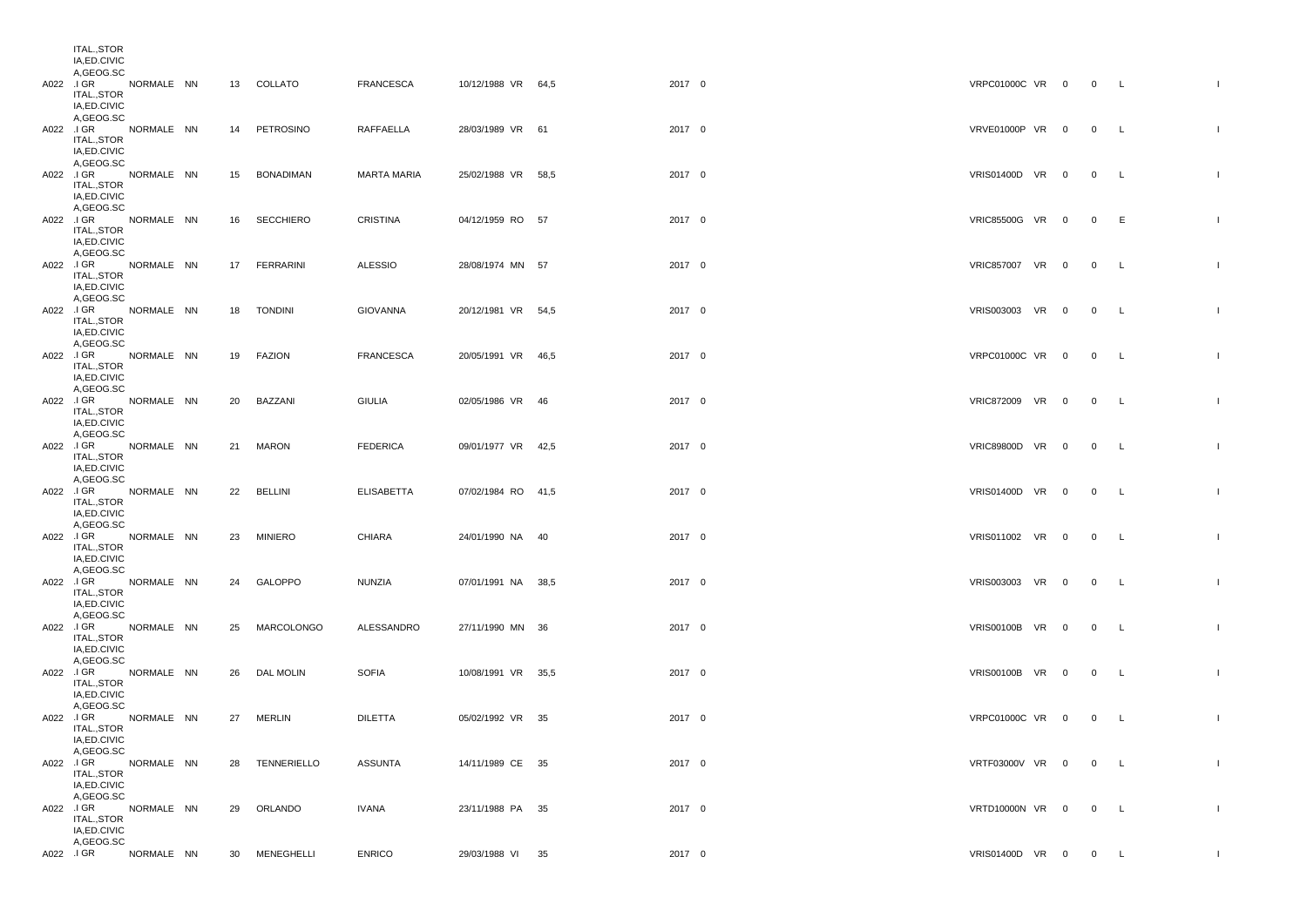| | | | | | | | | | | | | | | | |
|---|---|---|---|---|---|---|---|---|---|---|---|---|---|---|---|
| A022 | ITAL.,STORIA,ED.CIVICA,GEOG.SC.I GR | NORMALE | NN | 13 | COLLATO | FRANCESCA | 10/12/1988 | VR | 64,5 | 2017 | 0 | VRPC01000C | VR | 0 | 0 | L | I |
| A022 | ITAL.,STORIA,ED.CIVICA,GEOG.SC.I GR | NORMALE | NN | 14 | PETROSINO | RAFFAELLA | 28/03/1989 | VR | 61 | 2017 | 0 | VRVE01000P | VR | 0 | 0 | L | I |
| A022 | ITAL.,STORIA,ED.CIVICA,GEOG.SC.I GR | NORMALE | NN | 15 | BONADIMAN | MARTA MARIA | 25/02/1988 | VR | 58,5 | 2017 | 0 | VRIS01400D | VR | 0 | 0 | L | I |
| A022 | ITAL.,STORIA,ED.CIVICA,GEOG.SC.I GR | NORMALE | NN | 16 | SECCHIERO | CRISTINA | 04/12/1959 | RO | 57 | 2017 | 0 | VRIC85500G | VR | 0 | 0 | E | I |
| A022 | ITAL.,STORIA,ED.CIVICA,GEOG.SC.I GR | NORMALE | NN | 17 | FERRARINI | ALESSIO | 28/08/1974 | MN | 57 | 2017 | 0 | VRIC857007 | VR | 0 | 0 | L | I |
| A022 | ITAL.,STORIA,ED.CIVICA,GEOG.SC.I GR | NORMALE | NN | 18 | TONDINI | GIOVANNA | 20/12/1981 | VR | 54,5 | 2017 | 0 | VRIS003003 | VR | 0 | 0 | L | I |
| A022 | ITAL.,STORIA,ED.CIVICA,GEOG.SC.I GR | NORMALE | NN | 19 | FAZION | FRANCESCA | 20/05/1991 | VR | 46,5 | 2017 | 0 | VRPC01000C | VR | 0 | 0 | L | I |
| A022 | ITAL.,STORIA,ED.CIVICA,GEOG.SC.I GR | NORMALE | NN | 20 | BAZZANI | GIULIA | 02/05/1986 | VR | 46 | 2017 | 0 | VRIC872009 | VR | 0 | 0 | L | I |
| A022 | ITAL.,STORIA,ED.CIVICA,GEOG.SC.I GR | NORMALE | NN | 21 | MARON | FEDERICA | 09/01/1977 | VR | 42,5 | 2017 | 0 | VRIC89800D | VR | 0 | 0 | L | I |
| A022 | ITAL.,STORIA,ED.CIVICA,GEOG.SC.I GR | NORMALE | NN | 22 | BELLINI | ELISABETTA | 07/02/1984 | RO | 41,5 | 2017 | 0 | VRIS01400D | VR | 0 | 0 | L | I |
| A022 | ITAL.,STORIA,ED.CIVICA,GEOG.SC.I GR | NORMALE | NN | 23 | MINIERO | CHIARA | 24/01/1990 | NA | 40 | 2017 | 0 | VRIS011002 | VR | 0 | 0 | L | I |
| A022 | ITAL.,STORIA,ED.CIVICA,GEOG.SC.I GR | NORMALE | NN | 24 | GALOPPO | NUNZIA | 07/01/1991 | NA | 38,5 | 2017 | 0 | VRIS003003 | VR | 0 | 0 | L | I |
| A022 | ITAL.,STORIA,ED.CIVICA,GEOG.SC.I GR | NORMALE | NN | 25 | MARCOLONGO | ALESSANDRO | 27/11/1990 | MN | 36 | 2017 | 0 | VRIS00100B | VR | 0 | 0 | L | I |
| A022 | ITAL.,STORIA,ED.CIVICA,GEOG.SC.I GR | NORMALE | NN | 26 | DAL MOLIN | SOFIA | 10/08/1991 | VR | 35,5 | 2017 | 0 | VRIS00100B | VR | 0 | 0 | L | I |
| A022 | ITAL.,STORIA,ED.CIVICA,GEOG.SC.I GR | NORMALE | NN | 27 | MERLIN | DILETTA | 05/02/1992 | VR | 35 | 2017 | 0 | VRPC01000C | VR | 0 | 0 | L | I |
| A022 | ITAL.,STORIA,ED.CIVICA,GEOG.SC.I GR | NORMALE | NN | 28 | TENNERIELLO | ASSUNTA | 14/11/1989 | CE | 35 | 2017 | 0 | VRTF03000V | VR | 0 | 0 | L | I |
| A022 | ITAL.,STORIA,ED.CIVICA,GEOG.SC.I GR | NORMALE | NN | 29 | ORLANDO | IVANA | 23/11/1988 | PA | 35 | 2017 | 0 | VRTD10000N | VR | 0 | 0 | L | I |
| A022 | ITAL.,STORIA,ED.CIVICA,GEOG.SC.I GR | NORMALE | NN | 30 | MENEGHELLI | ENRICO | 29/03/1988 | VI | 35 | 2017 | 0 | VRIS01400D | VR | 0 | 0 | L | I |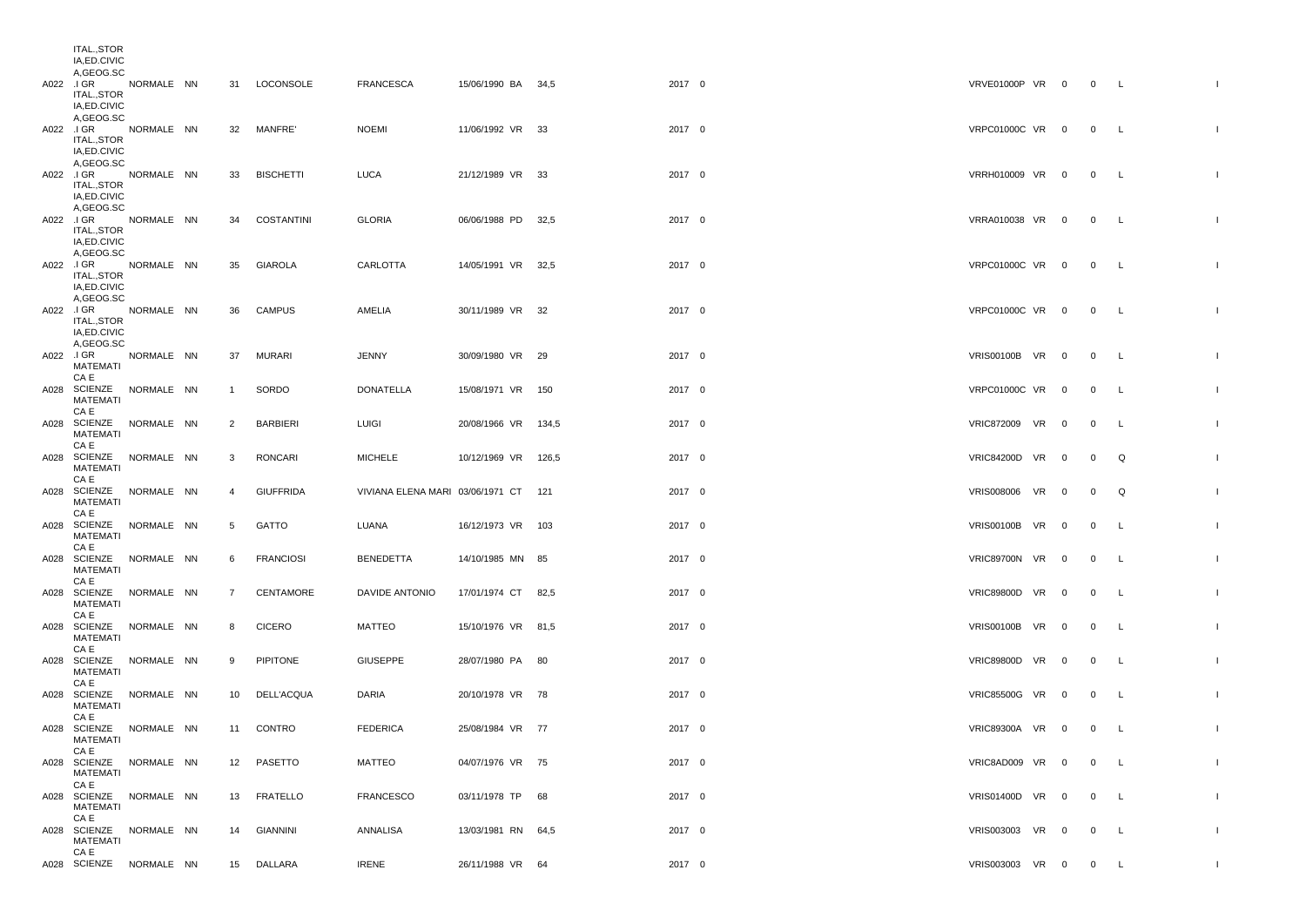| | | | | | | | | | | | | | | | |
|---|---|---|---|---|---|---|---|---|---|---|---|---|---|---|---|
| A022 | ITAL.,STOR IA,ED.CIVIC A,GEOG.SC .I GR | NORMALE | NN | 31 | LOCONSOLE | FRANCESCA | 15/06/1990 | BA | 34,5 | 2017 | 0 | VRVE01000P | VR | 0 | 0 | L | I |
| A022 | ITAL.,STOR IA,ED.CIVIC A,GEOG.SC .I GR | NORMALE | NN | 32 | MANFRE' | NOEMI | 11/06/1992 | VR | 33 | 2017 | 0 | VRPC01000C | VR | 0 | 0 | L | I |
| A022 | ITAL.,STOR IA,ED.CIVIC A,GEOG.SC .I GR | NORMALE | NN | 33 | BISCHETTI | LUCA | 21/12/1989 | VR | 33 | 2017 | 0 | VRRH010009 | VR | 0 | 0 | L | I |
| A022 | ITAL.,STOR IA,ED.CIVIC A,GEOG.SC .I GR | NORMALE | NN | 34 | COSTANTINI | GLORIA | 06/06/1988 | PD | 32,5 | 2017 | 0 | VRRA010038 | VR | 0 | 0 | L | I |
| A022 | ITAL.,STOR IA,ED.CIVIC A,GEOG.SC .I GR | NORMALE | NN | 35 | GIAROLA | CARLOTTA | 14/05/1991 | VR | 32,5 | 2017 | 0 | VRPC01000C | VR | 0 | 0 | L | I |
| A022 | ITAL.,STOR IA,ED.CIVIC A,GEOG.SC .I GR | NORMALE | NN | 36 | CAMPUS | AMELIA | 30/11/1989 | VR | 32 | 2017 | 0 | VRPC01000C | VR | 0 | 0 | L | I |
| A022 | ITAL.,STOR IA,ED.CIVIC A,GEOG.SC .I GR | NORMALE | NN | 37 | MURARI | JENNY | 30/09/1980 | VR | 29 | 2017 | 0 | VRIS00100B | VR | 0 | 0 | L | I |
| A028 | MATEMATI CA E SCIENZE | NORMALE | NN | 1 | SORDO | DONATELLA | 15/08/1971 | VR | 150 | 2017 | 0 | VRPC01000C | VR | 0 | 0 | L | I |
| A028 | MATEMATI CA E SCIENZE | NORMALE | NN | 2 | BARBIERI | LUIGI | 20/08/1966 | VR | 134,5 | 2017 | 0 | VRIC872009 | VR | 0 | 0 | L | I |
| A028 | MATEMATI CA E SCIENZE | NORMALE | NN | 3 | RONCARI | MICHELE | 10/12/1969 | VR | 126,5 | 2017 | 0 | VRIC84200D | VR | 0 | 0 | Q | I |
| A028 | MATEMATI CA E SCIENZE | NORMALE | NN | 4 | GIUFFRIDA | VIVIANA ELENA MARI | 03/06/1971 | CT | 121 | 2017 | 0 | VRIS008006 | VR | 0 | 0 | Q | I |
| A028 | MATEMATI CA E SCIENZE | NORMALE | NN | 5 | GATTO | LUANA | 16/12/1973 | VR | 103 | 2017 | 0 | VRIS00100B | VR | 0 | 0 | L | I |
| A028 | MATEMATI CA E SCIENZE | NORMALE | NN | 6 | FRANCIOSI | BENEDETTA | 14/10/1985 | MN | 85 | 2017 | 0 | VRIC89700N | VR | 0 | 0 | L | I |
| A028 | MATEMATI CA E SCIENZE | NORMALE | NN | 7 | CENTAMORE | DAVIDE ANTONIO | 17/01/1974 | CT | 82,5 | 2017 | 0 | VRIC89800D | VR | 0 | 0 | L | I |
| A028 | MATEMATI CA E SCIENZE | NORMALE | NN | 8 | CICERO | MATTEO | 15/10/1976 | VR | 81,5 | 2017 | 0 | VRIS00100B | VR | 0 | 0 | L | I |
| A028 | MATEMATI CA E SCIENZE | NORMALE | NN | 9 | PIPITONE | GIUSEPPE | 28/07/1980 | PA | 80 | 2017 | 0 | VRIC89800D | VR | 0 | 0 | L | I |
| A028 | MATEMATI CA E SCIENZE | NORMALE | NN | 10 | DELL'ACQUA | DARIA | 20/10/1978 | VR | 78 | 2017 | 0 | VRIC85500G | VR | 0 | 0 | L | I |
| A028 | MATEMATI CA E SCIENZE | NORMALE | NN | 11 | CONTRO | FEDERICA | 25/08/1984 | VR | 77 | 2017 | 0 | VRIC89300A | VR | 0 | 0 | L | I |
| A028 | MATEMATI CA E SCIENZE | NORMALE | NN | 12 | PASETTO | MATTEO | 04/07/1976 | VR | 75 | 2017 | 0 | VRIC8AD009 | VR | 0 | 0 | L | I |
| A028 | MATEMATI CA E SCIENZE | NORMALE | NN | 13 | FRATELLO | FRANCESCO | 03/11/1978 | TP | 68 | 2017 | 0 | VRIS01400D | VR | 0 | 0 | L | I |
| A028 | MATEMATI CA E SCIENZE | NORMALE | NN | 14 | GIANNINI | ANNALISA | 13/03/1981 | RN | 64,5 | 2017 | 0 | VRIS003003 | VR | 0 | 0 | L | I |
| A028 | MATEMATI CA E SCIENZE | NORMALE | NN | 15 | DALLARA | IRENE | 26/11/1988 | VR | 64 | 2017 | 0 | VRIS003003 | VR | 0 | 0 | L | I |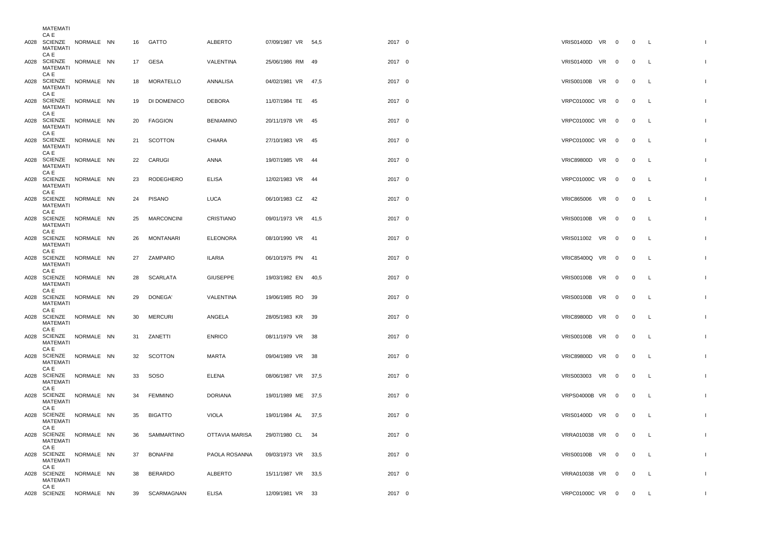| | | | | | | | | | | | | | | | | |
|---|---|---|---|---|---|---|---|---|---|---|---|---|---|---|---|---|
| A028 | MATEMATICA E SCIENZE | NORMALE | NN | 16 | GATTO | ALBERTO | 07/09/1987 | VR | 54,5 | 2017 | 0 | VRIS01400D | VR | 0 | 0 | L |
| A028 | MATEMATICA E SCIENZE | NORMALE | NN | 17 | GESA | VALENTINA | 25/06/1986 | RM | 49 | 2017 | 0 | VRIS01400D | VR | 0 | 0 | L |
| A028 | MATEMATICA E SCIENZE | NORMALE | NN | 18 | MORATELLO | ANNALISA | 04/02/1981 | VR | 47,5 | 2017 | 0 | VRIS00100B | VR | 0 | 0 | L |
| A028 | MATEMATICA E SCIENZE | NORMALE | NN | 19 | DI DOMENICO | DEBORA | 11/07/1984 | TE | 45 | 2017 | 0 | VRPC01000C | VR | 0 | 0 | L |
| A028 | MATEMATICA E SCIENZE | NORMALE | NN | 20 | FAGGION | BENIAMINO | 20/11/1978 | VR | 45 | 2017 | 0 | VRPC01000C | VR | 0 | 0 | L |
| A028 | MATEMATICA E SCIENZE | NORMALE | NN | 21 | SCOTTON | CHIARA | 27/10/1983 | VR | 45 | 2017 | 0 | VRPC01000C | VR | 0 | 0 | L |
| A028 | MATEMATICA E SCIENZE | NORMALE | NN | 22 | CARUGI | ANNA | 19/07/1985 | VR | 44 | 2017 | 0 | VRIC89800D | VR | 0 | 0 | L |
| A028 | MATEMATICA E SCIENZE | NORMALE | NN | 23 | RODEGHERO | ELISA | 12/02/1983 | VR | 44 | 2017 | 0 | VRPC01000C | VR | 0 | 0 | L |
| A028 | MATEMATICA E SCIENZE | NORMALE | NN | 24 | PISANO | LUCA | 06/10/1983 | CZ | 42 | 2017 | 0 | VRIC865006 | VR | 0 | 0 | L |
| A028 | MATEMATICA E SCIENZE | NORMALE | NN | 25 | MARCONCINI | CRISTIANO | 09/01/1973 | VR | 41,5 | 2017 | 0 | VRIS00100B | VR | 0 | 0 | L |
| A028 | MATEMATICA E SCIENZE | NORMALE | NN | 26 | MONTANARI | ELEONORA | 08/10/1990 | VR | 41 | 2017 | 0 | VRIS011002 | VR | 0 | 0 | L |
| A028 | MATEMATICA E SCIENZE | NORMALE | NN | 27 | ZAMPARO | ILARIA | 06/10/1975 | PN | 41 | 2017 | 0 | VRIC85400Q | VR | 0 | 0 | L |
| A028 | MATEMATICA E SCIENZE | NORMALE | NN | 28 | SCARLATA | GIUSEPPE | 19/03/1982 | EN | 40,5 | 2017 | 0 | VRIS00100B | VR | 0 | 0 | L |
| A028 | MATEMATICA E SCIENZE | NORMALE | NN | 29 | DONEGA' | VALENTINA | 19/06/1985 | RO | 39 | 2017 | 0 | VRIS00100B | VR | 0 | 0 | L |
| A028 | MATEMATICA E SCIENZE | NORMALE | NN | 30 | MERCURI | ANGELA | 28/05/1983 | KR | 39 | 2017 | 0 | VRIC89800D | VR | 0 | 0 | L |
| A028 | MATEMATICA E SCIENZE | NORMALE | NN | 31 | ZANETTI | ENRICO | 08/11/1979 | VR | 38 | 2017 | 0 | VRIS00100B | VR | 0 | 0 | L |
| A028 | MATEMATICA E SCIENZE | NORMALE | NN | 32 | SCOTTON | MARTA | 09/04/1989 | VR | 38 | 2017 | 0 | VRIC89800D | VR | 0 | 0 | L |
| A028 | MATEMATICA E SCIENZE | NORMALE | NN | 33 | SOSO | ELENA | 08/06/1987 | VR | 37,5 | 2017 | 0 | VRIS003003 | VR | 0 | 0 | L |
| A028 | MATEMATICA E SCIENZE | NORMALE | NN | 34 | FEMMINO | DORIANA | 19/01/1989 | ME | 37,5 | 2017 | 0 | VRPS04000B | VR | 0 | 0 | L |
| A028 | MATEMATICA E SCIENZE | NORMALE | NN | 35 | BIGATTO | VIOLA | 19/01/1984 | AL | 37,5 | 2017 | 0 | VRIS01400D | VR | 0 | 0 | L |
| A028 | MATEMATICA E SCIENZE | NORMALE | NN | 36 | SAMMARTINO | OTTAVIA MARISA | 29/07/1980 | CL | 34 | 2017 | 0 | VRRA010038 | VR | 0 | 0 | L |
| A028 | MATEMATICA E SCIENZE | NORMALE | NN | 37 | BONAFINI | PAOLA ROSANNA | 09/03/1973 | VR | 33,5 | 2017 | 0 | VRIS00100B | VR | 0 | 0 | L |
| A028 | MATEMATICA E SCIENZE | NORMALE | NN | 38 | BERARDO | ALBERTO | 15/11/1987 | VR | 33,5 | 2017 | 0 | VRRA010038 | VR | 0 | 0 | L |
| A028 | MATEMATICA E SCIENZE | NORMALE | NN | 39 | SCARMAGNAN | ELISA | 12/09/1981 | VR | 33 | 2017 | 0 | VRPC01000C | VR | 0 | 0 | L |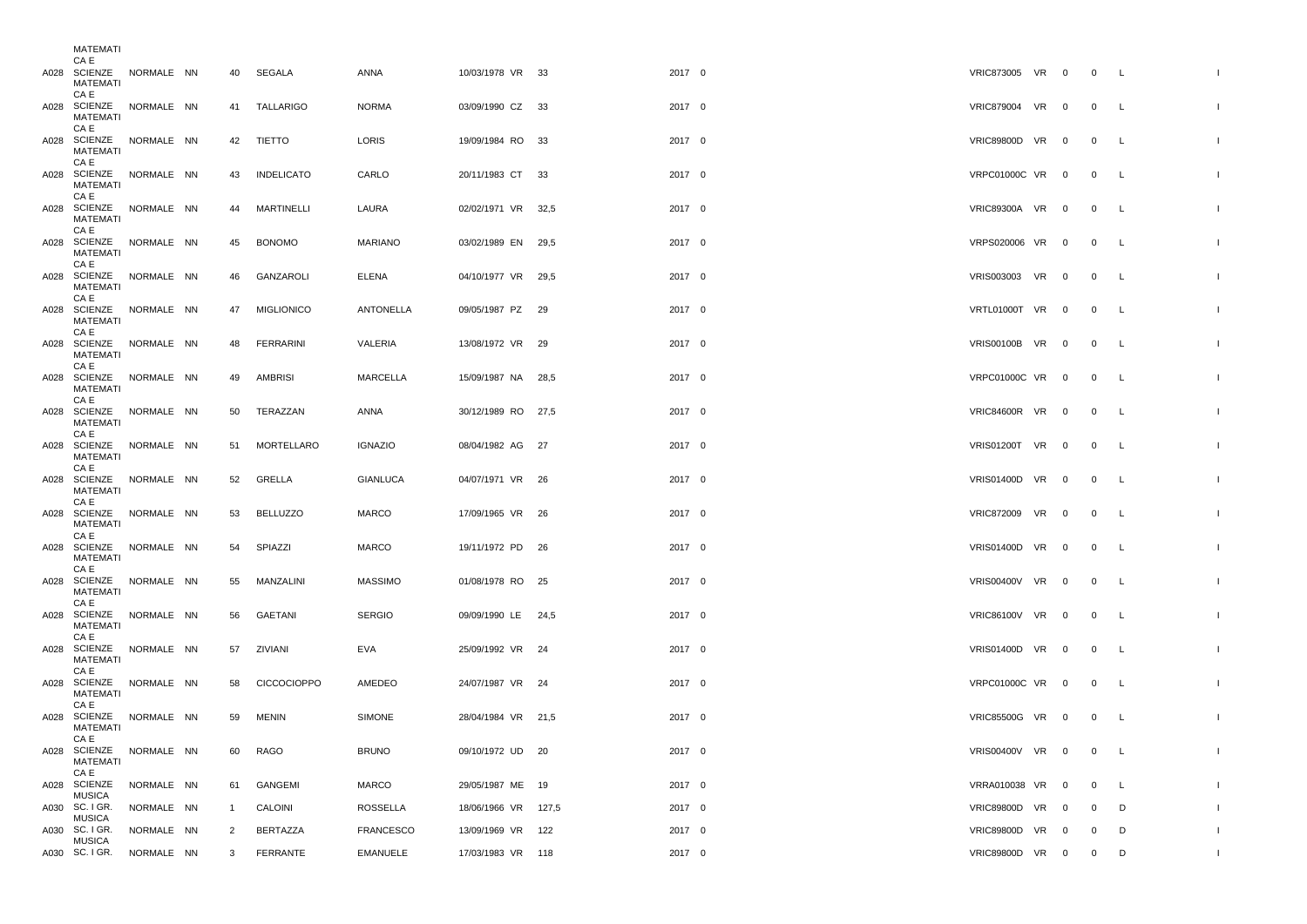| | | | | | | | | | | | | | | | | |
|---|---|---|---|---|---|---|---|---|---|---|---|---|---|---|---|---|
| | MATEMATICA E | | | | | | | | | | | | | | | |
| A028 | SCIENZE MATEMATICA E | NORMALE | NN | 40 | SEGALA | ANNA | 10/03/1978 | VR | 33 | 2017 | 0 | VRIC873005 | VR | 0 | 0 | L |
| A028 | SCIENZE MATEMATICA E | NORMALE | NN | 41 | TALLARIGO | NORMA | 03/09/1990 | CZ | 33 | 2017 | 0 | VRIC879004 | VR | 0 | 0 | L |
| A028 | SCIENZE MATEMATICA E | NORMALE | NN | 42 | TIETTO | LORIS | 19/09/1984 | RO | 33 | 2017 | 0 | VRIC89800D | VR | 0 | 0 | L |
| A028 | SCIENZE MATEMATICA E | NORMALE | NN | 43 | INDELICATO | CARLO | 20/11/1983 | CT | 33 | 2017 | 0 | VRPC01000C | VR | 0 | 0 | L |
| A028 | SCIENZE MATEMATICA E | NORMALE | NN | 44 | MARTINELLI | LAURA | 02/02/1971 | VR | 32,5 | 2017 | 0 | VRIC89300A | VR | 0 | 0 | L |
| A028 | SCIENZE MATEMATICA E | NORMALE | NN | 45 | BONOMO | MARIANO | 03/02/1989 | EN | 29,5 | 2017 | 0 | VRPS020006 | VR | 0 | 0 | L |
| A028 | SCIENZE MATEMATICA E | NORMALE | NN | 46 | GANZAROLI | ELENA | 04/10/1977 | VR | 29,5 | 2017 | 0 | VRIS003003 | VR | 0 | 0 | L |
| A028 | SCIENZE MATEMATICA E | NORMALE | NN | 47 | MIGLIONICO | ANTONELLA | 09/05/1987 | PZ | 29 | 2017 | 0 | VRTL01000T | VR | 0 | 0 | L |
| A028 | SCIENZE MATEMATICA E | NORMALE | NN | 48 | FERRARINI | VALERIA | 13/08/1972 | VR | 29 | 2017 | 0 | VRIS00100B | VR | 0 | 0 | L |
| A028 | SCIENZE MATEMATICA E | NORMALE | NN | 49 | AMBRISI | MARCELLA | 15/09/1987 | NA | 28,5 | 2017 | 0 | VRPC01000C | VR | 0 | 0 | L |
| A028 | SCIENZE MATEMATICA E | NORMALE | NN | 50 | TERAZZAN | ANNA | 30/12/1989 | RO | 27,5 | 2017 | 0 | VRIC84600R | VR | 0 | 0 | L |
| A028 | SCIENZE MATEMATICA E | NORMALE | NN | 51 | MORTELLARO | IGNAZIO | 08/04/1982 | AG | 27 | 2017 | 0 | VRIS01200T | VR | 0 | 0 | L |
| A028 | SCIENZE MATEMATICA E | NORMALE | NN | 52 | GRELLA | GIANLUCA | 04/07/1971 | VR | 26 | 2017 | 0 | VRIS01400D | VR | 0 | 0 | L |
| A028 | SCIENZE MATEMATICA E | NORMALE | NN | 53 | BELLUZZO | MARCO | 17/09/1965 | VR | 26 | 2017 | 0 | VRIC872009 | VR | 0 | 0 | L |
| A028 | SCIENZE MATEMATICA E | NORMALE | NN | 54 | SPIAZZI | MARCO | 19/11/1972 | PD | 26 | 2017 | 0 | VRIS01400D | VR | 0 | 0 | L |
| A028 | SCIENZE MATEMATICA E | NORMALE | NN | 55 | MANZALINI | MASSIMO | 01/08/1978 | RO | 25 | 2017 | 0 | VRIS00400V | VR | 0 | 0 | L |
| A028 | SCIENZE MATEMATICA E | NORMALE | NN | 56 | GAETANI | SERGIO | 09/09/1990 | LE | 24,5 | 2017 | 0 | VRIC86100V | VR | 0 | 0 | L |
| A028 | SCIENZE MATEMATICA E | NORMALE | NN | 57 | ZIVIANI | EVA | 25/09/1992 | VR | 24 | 2017 | 0 | VRIS01400D | VR | 0 | 0 | L |
| A028 | SCIENZE MATEMATICA E | NORMALE | NN | 58 | CICCOCIOPPO | AMEDEO | 24/07/1987 | VR | 24 | 2017 | 0 | VRPC01000C | VR | 0 | 0 | L |
| A028 | SCIENZE MATEMATICA E | NORMALE | NN | 59 | MENIN | SIMONE | 28/04/1984 | VR | 21,5 | 2017 | 0 | VRIC85500G | VR | 0 | 0 | L |
| A028 | SCIENZE MATEMATICA E | NORMALE | NN | 60 | RAGO | BRUNO | 09/10/1972 | UD | 20 | 2017 | 0 | VRIS00400V | VR | 0 | 0 | L |
| A028 | SCIENZE | NORMALE | NN | 61 | GANGEMI | MARCO | 29/05/1987 | ME | 19 | 2017 | 0 | VRRA010038 | VR | 0 | 0 | L |
| A030 | MUSICA SC. I GR. | NORMALE | NN | 1 | CALOINI | ROSSELLA | 18/06/1966 | VR | 127,5 | 2017 | 0 | VRIC89800D | VR | 0 | 0 | D |
| A030 | MUSICA SC. I GR. | NORMALE | NN | 2 | BERTAZZA | FRANCESCO | 13/09/1969 | VR | 122 | 2017 | 0 | VRIC89800D | VR | 0 | 0 | D |
| A030 | MUSICA SC. I GR. | NORMALE | NN | 3 | FERRANTE | EMANUELE | 17/03/1983 | VR | 118 | 2017 | 0 | VRIC89800D | VR | 0 | 0 | D |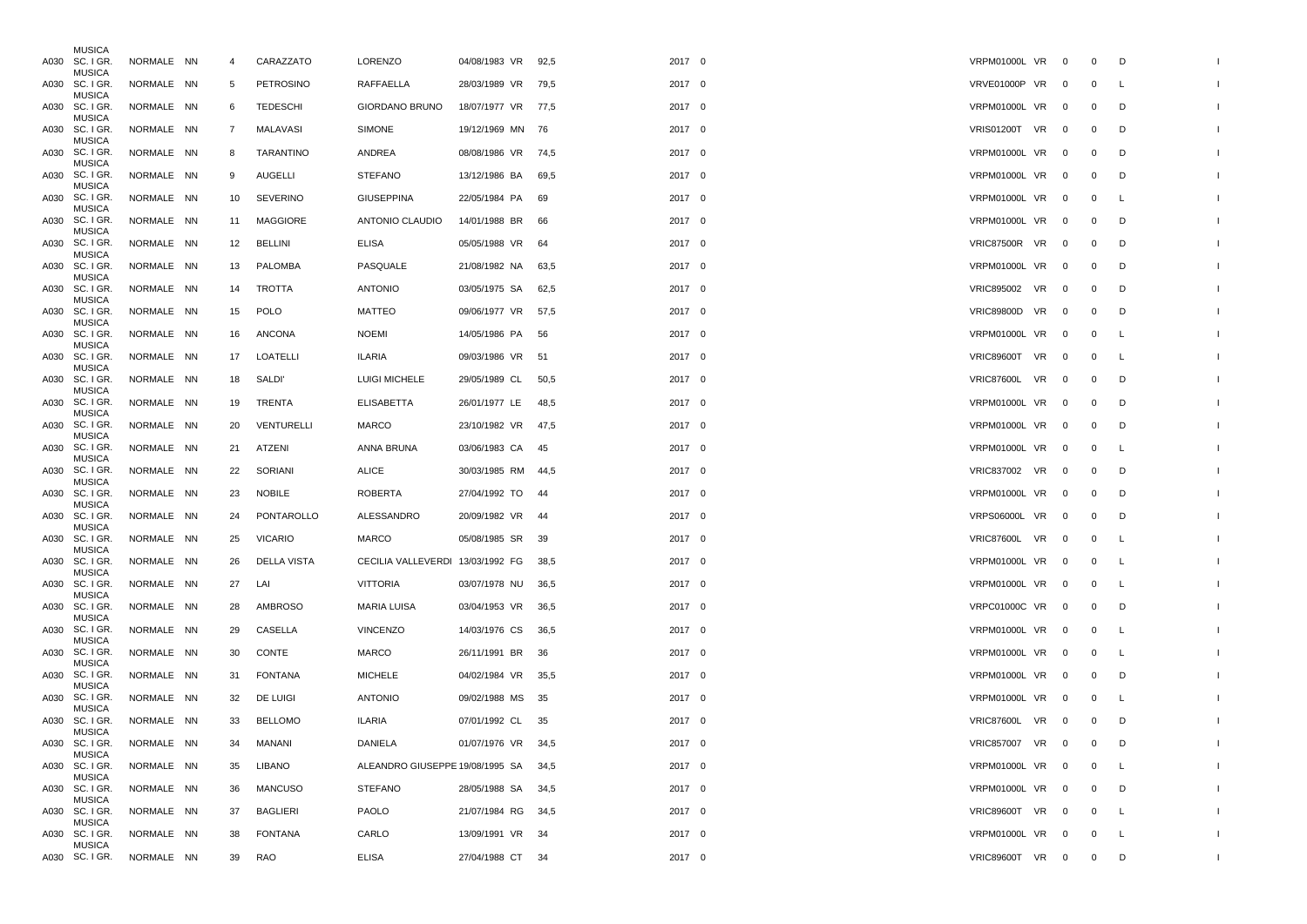| | | | | | | | | | | | | | | | | | |
|---|---|---|---|---|---|---|---|---|---|---|---|---|---|---|---|---|---|
| A030 | SC. I GR. MUSICA | NORMALE | NN | 4 | CARAZZATO | LORENZO | 04/08/1983 | VR | 92,5 | 2017 | 0 | VRPM01000L | VR | 0 | 0 | D | I |
| A030 | SC. I GR. MUSICA | NORMALE | NN | 5 | PETROSINO | RAFFAELLA | 28/03/1989 | VR | 79,5 | 2017 | 0 | VRVE01000P | VR | 0 | 0 | L | I |
| A030 | SC. I GR. MUSICA | NORMALE | NN | 6 | TEDESCHI | GIORDANO BRUNO | 18/07/1977 | VR | 77,5 | 2017 | 0 | VRPM01000L | VR | 0 | 0 | D | I |
| A030 | SC. I GR. MUSICA | NORMALE | NN | 7 | MALAVASI | SIMONE | 19/12/1969 | MN | 76 | 2017 | 0 | VRIS01200T | VR | 0 | 0 | D | I |
| A030 | SC. I GR. MUSICA | NORMALE | NN | 8 | TARANTINO | ANDREA | 08/08/1986 | VR | 74,5 | 2017 | 0 | VRPM01000L | VR | 0 | 0 | D | I |
| A030 | SC. I GR. MUSICA | NORMALE | NN | 9 | AUGELLI | STEFANO | 13/12/1986 | BA | 69,5 | 2017 | 0 | VRPM01000L | VR | 0 | 0 | D | I |
| A030 | SC. I GR. MUSICA | NORMALE | NN | 10 | SEVERINO | GIUSEPPINA | 22/05/1984 | PA | 69 | 2017 | 0 | VRPM01000L | VR | 0 | 0 | L | I |
| A030 | SC. I GR. MUSICA | NORMALE | NN | 11 | MAGGIORE | ANTONIO CLAUDIO | 14/01/1988 | BR | 66 | 2017 | 0 | VRPM01000L | VR | 0 | 0 | D | I |
| A030 | SC. I GR. MUSICA | NORMALE | NN | 12 | BELLINI | ELISA | 05/05/1988 | VR | 64 | 2017 | 0 | VRIC87500R | VR | 0 | 0 | D | I |
| A030 | SC. I GR. MUSICA | NORMALE | NN | 13 | PALOMBA | PASQUALE | 21/08/1982 | NA | 63,5 | 2017 | 0 | VRPM01000L | VR | 0 | 0 | D | I |
| A030 | SC. I GR. MUSICA | NORMALE | NN | 14 | TROTTA | ANTONIO | 03/05/1975 | SA | 62,5 | 2017 | 0 | VRIC895002 | VR | 0 | 0 | D | I |
| A030 | SC. I GR. MUSICA | NORMALE | NN | 15 | POLO | MATTEO | 09/06/1977 | VR | 57,5 | 2017 | 0 | VRIC89800D | VR | 0 | 0 | D | I |
| A030 | SC. I GR. MUSICA | NORMALE | NN | 16 | ANCONA | NOEMI | 14/05/1986 | PA | 56 | 2017 | 0 | VRPM01000L | VR | 0 | 0 | L | I |
| A030 | SC. I GR. MUSICA | NORMALE | NN | 17 | LOATELLI | ILARIA | 09/03/1986 | VR | 51 | 2017 | 0 | VRIC89600T | VR | 0 | 0 | L | I |
| A030 | SC. I GR. MUSICA | NORMALE | NN | 18 | SALDI' | LUIGI MICHELE | 29/05/1989 | CL | 50,5 | 2017 | 0 | VRIC87600L | VR | 0 | 0 | D | I |
| A030 | SC. I GR. MUSICA | NORMALE | NN | 19 | TRENTA | ELISABETTA | 26/01/1977 | LE | 48,5 | 2017 | 0 | VRPM01000L | VR | 0 | 0 | D | I |
| A030 | SC. I GR. MUSICA | NORMALE | NN | 20 | VENTURELLI | MARCO | 23/10/1982 | VR | 47,5 | 2017 | 0 | VRPM01000L | VR | 0 | 0 | D | I |
| A030 | SC. I GR. MUSICA | NORMALE | NN | 21 | ATZENI | ANNA BRUNA | 03/06/1983 | CA | 45 | 2017 | 0 | VRPM01000L | VR | 0 | 0 | L | I |
| A030 | SC. I GR. MUSICA | NORMALE | NN | 22 | SORIANI | ALICE | 30/03/1985 | RM | 44,5 | 2017 | 0 | VRIC837002 | VR | 0 | 0 | D | I |
| A030 | SC. I GR. MUSICA | NORMALE | NN | 23 | NOBILE | ROBERTA | 27/04/1992 | TO | 44 | 2017 | 0 | VRPM01000L | VR | 0 | 0 | D | I |
| A030 | SC. I GR. MUSICA | NORMALE | NN | 24 | PONTAROLLO | ALESSANDRO | 20/09/1982 | VR | 44 | 2017 | 0 | VRPS06000L | VR | 0 | 0 | D | I |
| A030 | SC. I GR. MUSICA | NORMALE | NN | 25 | VICARIO | MARCO | 05/08/1985 | SR | 39 | 2017 | 0 | VRIC87600L | VR | 0 | 0 | L | I |
| A030 | SC. I GR. MUSICA | NORMALE | NN | 26 | DELLA VISTA | CECILIA VALLEVERDI | 13/03/1992 | FG | 38,5 | 2017 | 0 | VRPM01000L | VR | 0 | 0 | L | I |
| A030 | SC. I GR. MUSICA | NORMALE | NN | 27 | LAI | VITTORIA | 03/07/1978 | NU | 36,5 | 2017 | 0 | VRPM01000L | VR | 0 | 0 | L | I |
| A030 | SC. I GR. MUSICA | NORMALE | NN | 28 | AMBROSO | MARIA LUISA | 03/04/1953 | VR | 36,5 | 2017 | 0 | VRPC01000C | VR | 0 | 0 | D | I |
| A030 | SC. I GR. MUSICA | NORMALE | NN | 29 | CASELLA | VINCENZO | 14/03/1976 | CS | 36,5 | 2017 | 0 | VRPM01000L | VR | 0 | 0 | L | I |
| A030 | SC. I GR. MUSICA | NORMALE | NN | 30 | CONTE | MARCO | 26/11/1991 | BR | 36 | 2017 | 0 | VRPM01000L | VR | 0 | 0 | L | I |
| A030 | SC. I GR. MUSICA | NORMALE | NN | 31 | FONTANA | MICHELE | 04/02/1984 | VR | 35,5 | 2017 | 0 | VRPM01000L | VR | 0 | 0 | D | I |
| A030 | SC. I GR. MUSICA | NORMALE | NN | 32 | DE LUIGI | ANTONIO | 09/02/1988 | MS | 35 | 2017 | 0 | VRPM01000L | VR | 0 | 0 | L | I |
| A030 | SC. I GR. MUSICA | NORMALE | NN | 33 | BELLOMO | ILARIA | 07/01/1992 | CL | 35 | 2017 | 0 | VRIC87600L | VR | 0 | 0 | D | I |
| A030 | SC. I GR. MUSICA | NORMALE | NN | 34 | MANANI | DANIELA | 01/07/1976 | VR | 34,5 | 2017 | 0 | VRIC857007 | VR | 0 | 0 | D | I |
| A030 | SC. I GR. MUSICA | NORMALE | NN | 35 | LIBANO | ALEANDRO GIUSEPPE | 19/08/1995 | SA | 34,5 | 2017 | 0 | VRPM01000L | VR | 0 | 0 | L | I |
| A030 | SC. I GR. MUSICA | NORMALE | NN | 36 | MANCUSO | STEFANO | 28/05/1988 | SA | 34,5 | 2017 | 0 | VRPM01000L | VR | 0 | 0 | D | I |
| A030 | SC. I GR. MUSICA | NORMALE | NN | 37 | BAGLIERI | PAOLO | 21/07/1984 | RG | 34,5 | 2017 | 0 | VRIC89600T | VR | 0 | 0 | L | I |
| A030 | SC. I GR. MUSICA | NORMALE | NN | 38 | FONTANA | CARLO | 13/09/1991 | VR | 34 | 2017 | 0 | VRPM01000L | VR | 0 | 0 | L | I |
| A030 | SC. I GR. | NORMALE | NN | 39 | RAO | ELISA | 27/04/1988 | CT | 34 | 2017 | 0 | VRIC89600T | VR | 0 | 0 | D | I |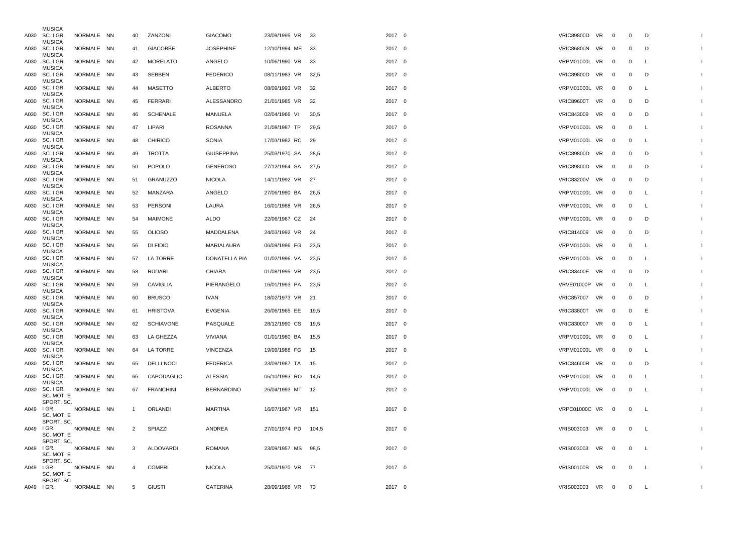| | | | | | | | | | | | | | | | | | |
|---|---|---|---|---|---|---|---|---|---|---|---|---|---|---|---|---|---|
| A030 | SC. I GR. MUSICA | NORMALE | NN | 40 | ZANZONI | GIACOMO | 23/09/1995 | VR | 33 | 2017 | 0 | VRIC89800D | VR | 0 | 0 | D | I |
| A030 | SC. I GR. MUSICA | NORMALE | NN | 41 | GIACOBBE | JOSEPHINE | 12/10/1994 | ME | 33 | 2017 | 0 | VRIC86800N | VR | 0 | 0 | D | I |
| A030 | SC. I GR. MUSICA | NORMALE | NN | 42 | MORELATO | ANGELO | 10/06/1990 | VR | 33 | 2017 | 0 | VRPM01000L | VR | 0 | 0 | L | I |
| A030 | SC. I GR. MUSICA | NORMALE | NN | 43 | SEBBEN | FEDERICO | 08/11/1983 | VR | 32,5 | 2017 | 0 | VRIC89800D | VR | 0 | 0 | D | I |
| A030 | SC. I GR. MUSICA | NORMALE | NN | 44 | MASETTO | ALBERTO | 08/09/1993 | VR | 32 | 2017 | 0 | VRPM01000L | VR | 0 | 0 | L | I |
| A030 | SC. I GR. MUSICA | NORMALE | NN | 45 | FERRARI | ALESSANDRO | 21/01/1985 | VR | 32 | 2017 | 0 | VRIC89600T | VR | 0 | 0 | D | I |
| A030 | SC. I GR. MUSICA | NORMALE | NN | 46 | SCHENALE | MANUELA | 02/04/1966 | VI | 30,5 | 2017 | 0 | VRIC843009 | VR | 0 | 0 | D | I |
| A030 | SC. I GR. MUSICA | NORMALE | NN | 47 | LIPARI | ROSANNA | 21/08/1987 | TP | 29,5 | 2017 | 0 | VRPM01000L | VR | 0 | 0 | L | I |
| A030 | SC. I GR. MUSICA | NORMALE | NN | 48 | CHIRICO | SONIA | 17/03/1982 | RC | 29 | 2017 | 0 | VRPM01000L | VR | 0 | 0 | L | I |
| A030 | SC. I GR. MUSICA | NORMALE | NN | 49 | TROTTA | GIUSEPPINA | 25/03/1970 | SA | 28,5 | 2017 | 0 | VRIC89800D | VR | 0 | 0 | D | I |
| A030 | SC. I GR. MUSICA | NORMALE | NN | 50 | POPOLO | GENEROSO | 27/12/1964 | SA | 27,5 | 2017 | 0 | VRIC89800D | VR | 0 | 0 | D | I |
| A030 | SC. I GR. MUSICA | NORMALE | NN | 51 | GRANUZZO | NICOLA | 14/11/1992 | VR | 27 | 2017 | 0 | VRIC83200V | VR | 0 | 0 | D | I |
| A030 | SC. I GR. MUSICA | NORMALE | NN | 52 | MANZARA | ANGELO | 27/06/1990 | BA | 26,5 | 2017 | 0 | VRPM01000L | VR | 0 | 0 | L | I |
| A030 | SC. I GR. MUSICA | NORMALE | NN | 53 | PERSONI | LAURA | 16/01/1988 | VR | 26,5 | 2017 | 0 | VRPM01000L | VR | 0 | 0 | L | I |
| A030 | SC. I GR. MUSICA | NORMALE | NN | 54 | MAIMONE | ALDO | 22/06/1967 | CZ | 24 | 2017 | 0 | VRPM01000L | VR | 0 | 0 | D | I |
| A030 | SC. I GR. MUSICA | NORMALE | NN | 55 | OLIOSO | MADDALENA | 24/03/1992 | VR | 24 | 2017 | 0 | VRIC814009 | VR | 0 | 0 | D | I |
| A030 | SC. I GR. MUSICA | NORMALE | NN | 56 | DI FIDIO | MARIALAURA | 06/09/1996 | FG | 23,5 | 2017 | 0 | VRPM01000L | VR | 0 | 0 | L | I |
| A030 | SC. I GR. MUSICA | NORMALE | NN | 57 | LA TORRE | DONATELLA PIA | 01/02/1996 | VA | 23,5 | 2017 | 0 | VRPM01000L | VR | 0 | 0 | L | I |
| A030 | SC. I GR. MUSICA | NORMALE | NN | 58 | RUDARI | CHIARA | 01/08/1995 | VR | 23,5 | 2017 | 0 | VRIC83400E | VR | 0 | 0 | D | I |
| A030 | SC. I GR. MUSICA | NORMALE | NN | 59 | CAVIGLIA | PIERANGELO | 16/01/1993 | PA | 23,5 | 2017 | 0 | VRVE01000P | VR | 0 | 0 | L | I |
| A030 | SC. I GR. MUSICA | NORMALE | NN | 60 | BRUSCO | IVAN | 18/02/1973 | VR | 21 | 2017 | 0 | VRIC857007 | VR | 0 | 0 | D | I |
| A030 | SC. I GR. MUSICA | NORMALE | NN | 61 | HRISTOVA | EVGENIA | 26/06/1965 | EE | 19,5 | 2017 | 0 | VRIC83800T | VR | 0 | 0 | E | I |
| A030 | SC. I GR. MUSICA | NORMALE | NN | 62 | SCHIAVONE | PASQUALE | 28/12/1990 | CS | 19,5 | 2017 | 0 | VRIC830007 | VR | 0 | 0 | L | I |
| A030 | SC. I GR. MUSICA | NORMALE | NN | 63 | LA GHEZZA | VIVIANA | 01/01/1980 | BA | 15,5 | 2017 | 0 | VRPM01000L | VR | 0 | 0 | L | I |
| A030 | SC. I GR. MUSICA | NORMALE | NN | 64 | LA TORRE | VINCENZA | 19/09/1988 | FG | 15 | 2017 | 0 | VRPM01000L | VR | 0 | 0 | L | I |
| A030 | SC. I GR. MUSICA | NORMALE | NN | 65 | DELLI NOCI | FEDERICA | 23/09/1987 | TA | 15 | 2017 | 0 | VRIC84600R | VR | 0 | 0 | D | I |
| A030 | SC. I GR. MUSICA | NORMALE | NN | 66 | CAPODAGLIO | ALESSIA | 06/10/1993 | RO | 14,5 | 2017 | 0 | VRPM01000L | VR | 0 | 0 | L | I |
| A030 | SC. I GR. MUSICA | NORMALE | NN | 67 | FRANCHINI | BERNARDINO | 26/04/1993 | MT | 12 | 2017 | 0 | VRPM01000L | VR | 0 | 0 | L | I |
| A049 | SC. MOT. E SPORT. SC. I GR. | NORMALE | NN | 1 | ORLANDI | MARTINA | 16/07/1967 | VR | 151 | 2017 | 0 | VRPC01000C | VR | 0 | 0 | L | I |
| A049 | SC. MOT. E SPORT. SC. I GR. | NORMALE | NN | 2 | SPIAZZI | ANDREA | 27/01/1974 | PD | 104,5 | 2017 | 0 | VRIS003003 | VR | 0 | 0 | L | I |
| A049 | SC. MOT. E SPORT. SC. I GR. | NORMALE | NN | 3 | ALDOVARDI | ROMANA | 23/09/1957 | MS | 98,5 | 2017 | 0 | VRIS003003 | VR | 0 | 0 | L | I |
| A049 | SC. MOT. E SPORT. SC. I GR. | NORMALE | NN | 4 | COMPRI | NICOLA | 25/03/1970 | VR | 77 | 2017 | 0 | VRIS00100B | VR | 0 | 0 | L | I |
| A049 | SC. MOT. E SPORT. SC. I GR. | NORMALE | NN | 5 | GIUSTI | CATERINA | 28/09/1968 | VR | 73 | 2017 | 0 | VRIS003003 | VR | 0 | 0 | L | I |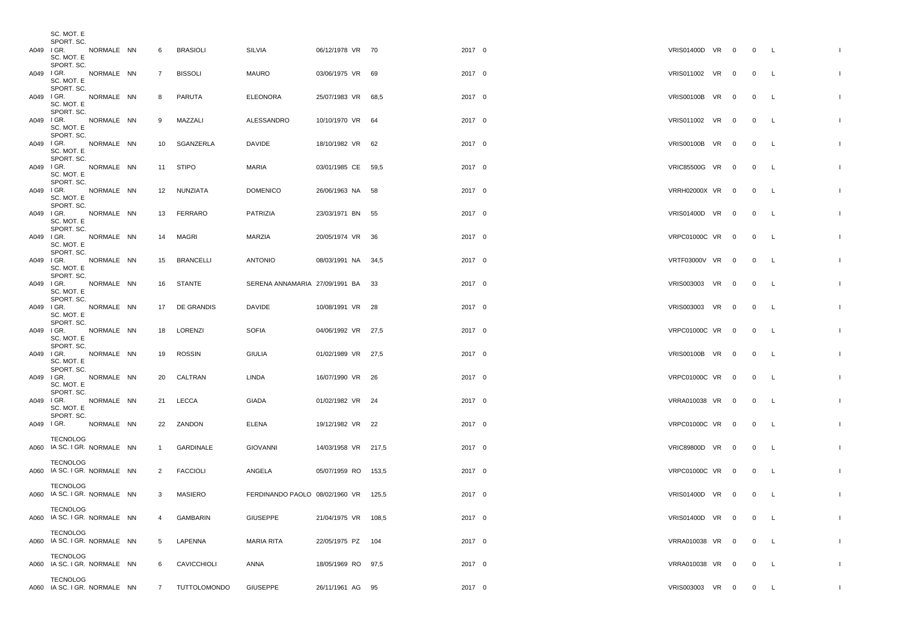| | | | | | | | | | | | | | | | | |
|---|---|---|---|---|---|---|---|---|---|---|---|---|---|---|---|---|
| A049 | SC. MOT. E SPORT. SC. I GR. | NORMALE | NN | 6 | BRASIOLI | SILVIA | 06/12/1978 | VR | 70 | 2017 | 0 | VRIS01400D | VR | 0 | 0 | L |
| A049 | SC. MOT. E SPORT. SC. I GR. | NORMALE | NN | 7 | BISSOLI | MAURO | 03/06/1975 | VR | 69 | 2017 | 0 | VRIS011002 | VR | 0 | 0 | L |
| A049 | SC. MOT. E SPORT. SC. I GR. | NORMALE | NN | 8 | PARUTA | ELEONORA | 25/07/1983 | VR | 68,5 | 2017 | 0 | VRIS00100B | VR | 0 | 0 | L |
| A049 | SC. MOT. E SPORT. SC. I GR. | NORMALE | NN | 9 | MAZZALI | ALESSANDRO | 10/10/1970 | VR | 64 | 2017 | 0 | VRIS011002 | VR | 0 | 0 | L |
| A049 | SC. MOT. E SPORT. SC. I GR. | NORMALE | NN | 10 | SGANZERLA | DAVIDE | 18/10/1982 | VR | 62 | 2017 | 0 | VRIS00100B | VR | 0 | 0 | L |
| A049 | SC. MOT. E SPORT. SC. I GR. | NORMALE | NN | 11 | STIPO | MARIA | 03/01/1985 | CE | 59,5 | 2017 | 0 | VRIC85500G | VR | 0 | 0 | L |
| A049 | SC. MOT. E SPORT. SC. I GR. | NORMALE | NN | 12 | NUNZIATA | DOMENICO | 26/06/1963 | NA | 58 | 2017 | 0 | VRRH02000X | VR | 0 | 0 | L |
| A049 | SC. MOT. E SPORT. SC. I GR. | NORMALE | NN | 13 | FERRARO | PATRIZIA | 23/03/1971 | BN | 55 | 2017 | 0 | VRIS01400D | VR | 0 | 0 | L |
| A049 | SC. MOT. E SPORT. SC. I GR. | NORMALE | NN | 14 | MAGRI | MARZIA | 20/05/1974 | VR | 36 | 2017 | 0 | VRPC01000C | VR | 0 | 0 | L |
| A049 | SC. MOT. E SPORT. SC. I GR. | NORMALE | NN | 15 | BRANCELLI | ANTONIO | 08/03/1991 | NA | 34,5 | 2017 | 0 | VRTF03000V | VR | 0 | 0 | L |
| A049 | SC. MOT. E SPORT. SC. I GR. | NORMALE | NN | 16 | STANTE | SERENA ANNAMARIA | 27/09/1991 | BA | 33 | 2017 | 0 | VRIS003003 | VR | 0 | 0 | L |
| A049 | SC. MOT. E SPORT. SC. I GR. | NORMALE | NN | 17 | DE GRANDIS | DAVIDE | 10/08/1991 | VR | 28 | 2017 | 0 | VRIS003003 | VR | 0 | 0 | L |
| A049 | SC. MOT. E SPORT. SC. I GR. | NORMALE | NN | 18 | LORENZI | SOFIA | 04/06/1992 | VR | 27,5 | 2017 | 0 | VRPC01000C | VR | 0 | 0 | L |
| A049 | SC. MOT. E SPORT. SC. I GR. | NORMALE | NN | 19 | ROSSIN | GIULIA | 01/02/1989 | VR | 27,5 | 2017 | 0 | VRIS00100B | VR | 0 | 0 | L |
| A049 | SC. MOT. E SPORT. SC. I GR. | NORMALE | NN | 20 | CALTRAN | LINDA | 16/07/1990 | VR | 26 | 2017 | 0 | VRPC01000C | VR | 0 | 0 | L |
| A049 | SC. MOT. E SPORT. SC. I GR. | NORMALE | NN | 21 | LECCA | GIADA | 01/02/1982 | VR | 24 | 2017 | 0 | VRRA010038 | VR | 0 | 0 | L |
| A049 | SC. MOT. E SPORT. SC. I GR. | NORMALE | NN | 22 | ZANDON | ELENA | 19/12/1982 | VR | 22 | 2017 | 0 | VRPC01000C | VR | 0 | 0 | L |
| A060 | TECNOLOG IA SC. I GR. | NORMALE | NN | 1 | GARDINALE | GIOVANNI | 14/03/1958 | VR | 217,5 | 2017 | 0 | VRIC89800D | VR | 0 | 0 | L |
| A060 | TECNOLOG IA SC. I GR. | NORMALE | NN | 2 | FACCIOLI | ANGELA | 05/07/1959 | RO | 153,5 | 2017 | 0 | VRPC01000C | VR | 0 | 0 | L |
| A060 | TECNOLOG IA SC. I GR. | NORMALE | NN | 3 | MASIERO | FERDINANDO PAOLO | 08/02/1960 | VR | 125,5 | 2017 | 0 | VRIS01400D | VR | 0 | 0 | L |
| A060 | TECNOLOG IA SC. I GR. | NORMALE | NN | 4 | GAMBARIN | GIUSEPPE | 21/04/1975 | VR | 108,5 | 2017 | 0 | VRIS01400D | VR | 0 | 0 | L |
| A060 | TECNOLOG IA SC. I GR. | NORMALE | NN | 5 | LAPENNA | MARIA RITA | 22/05/1975 | PZ | 104 | 2017 | 0 | VRRA010038 | VR | 0 | 0 | L |
| A060 | TECNOLOG IA SC. I GR. | NORMALE | NN | 6 | CAVICCHIOLI | ANNA | 18/05/1969 | RO | 97,5 | 2017 | 0 | VRRA010038 | VR | 0 | 0 | L |
| A060 | TECNOLOG IA SC. I GR. | NORMALE | NN | 7 | TUTTOLOMONDO | GIUSEPPE | 26/11/1961 | AG | 95 | 2017 | 0 | VRIS003003 | VR | 0 | 0 | L |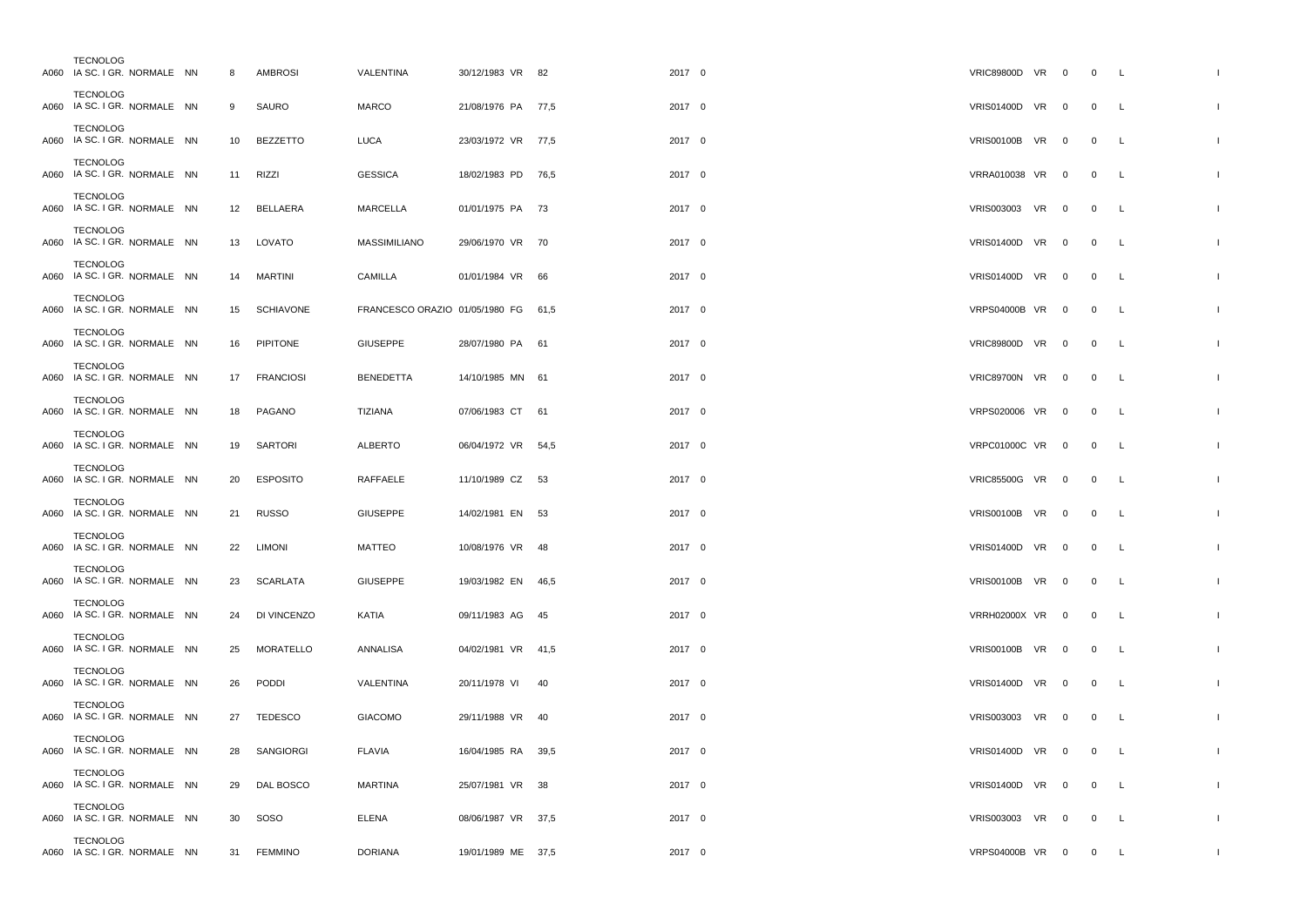| | | | | | | | | | | | | | | |
|---|---|---|---|---|---|---|---|---|---|---|---|---|---|---|
| A060 | TECNOLOG IA SC. I GR. NORMALE | NN | 8 | AMBROSI | VALENTINA | 30/12/1983 | VR | 82 | 2017 | 0 | VRIC89800D | VR | 0 | 0 | L | I |
| A060 | TECNOLOG IA SC. I GR. NORMALE | NN | 9 | SAURO | MARCO | 21/08/1976 | PA | 77,5 | 2017 | 0 | VRIS01400D | VR | 0 | 0 | L | I |
| A060 | TECNOLOG IA SC. I GR. NORMALE | NN | 10 | BEZZETTO | LUCA | 23/03/1972 | VR | 77,5 | 2017 | 0 | VRIS00100B | VR | 0 | 0 | L | I |
| A060 | TECNOLOG IA SC. I GR. NORMALE | NN | 11 | RIZZI | GESSICA | 18/02/1983 | PD | 76,5 | 2017 | 0 | VRRA010038 | VR | 0 | 0 | L | I |
| A060 | TECNOLOG IA SC. I GR. NORMALE | NN | 12 | BELLAERA | MARCELLA | 01/01/1975 | PA | 73 | 2017 | 0 | VRIS003003 | VR | 0 | 0 | L | I |
| A060 | TECNOLOG IA SC. I GR. NORMALE | NN | 13 | LOVATO | MASSIMILIANO | 29/06/1970 | VR | 70 | 2017 | 0 | VRIS01400D | VR | 0 | 0 | L | I |
| A060 | TECNOLOG IA SC. I GR. NORMALE | NN | 14 | MARTINI | CAMILLA | 01/01/1984 | VR | 66 | 2017 | 0 | VRIS01400D | VR | 0 | 0 | L | I |
| A060 | TECNOLOG IA SC. I GR. NORMALE | NN | 15 | SCHIAVONE | FRANCESCO ORAZIO | 01/05/1980 | FG | 61,5 | 2017 | 0 | VRPS04000B | VR | 0 | 0 | L | I |
| A060 | TECNOLOG IA SC. I GR. NORMALE | NN | 16 | PIPITONE | GIUSEPPE | 28/07/1980 | PA | 61 | 2017 | 0 | VRIC89800D | VR | 0 | 0 | L | I |
| A060 | TECNOLOG IA SC. I GR. NORMALE | NN | 17 | FRANCIOSI | BENEDETTA | 14/10/1985 | MN | 61 | 2017 | 0 | VRIC89700N | VR | 0 | 0 | L | I |
| A060 | TECNOLOG IA SC. I GR. NORMALE | NN | 18 | PAGANO | TIZIANA | 07/06/1983 | CT | 61 | 2017 | 0 | VRPS020006 | VR | 0 | 0 | L | I |
| A060 | TECNOLOG IA SC. I GR. NORMALE | NN | 19 | SARTORI | ALBERTO | 06/04/1972 | VR | 54,5 | 2017 | 0 | VRPC01000C | VR | 0 | 0 | L | I |
| A060 | TECNOLOG IA SC. I GR. NORMALE | NN | 20 | ESPOSITO | RAFFAELE | 11/10/1989 | CZ | 53 | 2017 | 0 | VRIC85500G | VR | 0 | 0 | L | I |
| A060 | TECNOLOG IA SC. I GR. NORMALE | NN | 21 | RUSSO | GIUSEPPE | 14/02/1981 | EN | 53 | 2017 | 0 | VRIS00100B | VR | 0 | 0 | L | I |
| A060 | TECNOLOG IA SC. I GR. NORMALE | NN | 22 | LIMONI | MATTEO | 10/08/1976 | VR | 48 | 2017 | 0 | VRIS01400D | VR | 0 | 0 | L | I |
| A060 | TECNOLOG IA SC. I GR. NORMALE | NN | 23 | SCARLATA | GIUSEPPE | 19/03/1982 | EN | 46,5 | 2017 | 0 | VRIS00100B | VR | 0 | 0 | L | I |
| A060 | TECNOLOG IA SC. I GR. NORMALE | NN | 24 | DI VINCENZO | KATIA | 09/11/1983 | AG | 45 | 2017 | 0 | VRRH02000X | VR | 0 | 0 | L | I |
| A060 | TECNOLOG IA SC. I GR. NORMALE | NN | 25 | MORATELLO | ANNALISA | 04/02/1981 | VR | 41,5 | 2017 | 0 | VRIS00100B | VR | 0 | 0 | L | I |
| A060 | TECNOLOG IA SC. I GR. NORMALE | NN | 26 | PODDI | VALENTINA | 20/11/1978 | VI | 40 | 2017 | 0 | VRIS01400D | VR | 0 | 0 | L | I |
| A060 | TECNOLOG IA SC. I GR. NORMALE | NN | 27 | TEDESCO | GIACOMO | 29/11/1988 | VR | 40 | 2017 | 0 | VRIS003003 | VR | 0 | 0 | L | I |
| A060 | TECNOLOG IA SC. I GR. NORMALE | NN | 28 | SANGIORGI | FLAVIA | 16/04/1985 | RA | 39,5 | 2017 | 0 | VRIS01400D | VR | 0 | 0 | L | I |
| A060 | TECNOLOG IA SC. I GR. NORMALE | NN | 29 | DAL BOSCO | MARTINA | 25/07/1981 | VR | 38 | 2017 | 0 | VRIS01400D | VR | 0 | 0 | L | I |
| A060 | TECNOLOG IA SC. I GR. NORMALE | NN | 30 | SOSO | ELENA | 08/06/1987 | VR | 37,5 | 2017 | 0 | VRIS003003 | VR | 0 | 0 | L | I |
| A060 | TECNOLOG IA SC. I GR. NORMALE | NN | 31 | FEMMINO | DORIANA | 19/01/1989 | ME | 37,5 | 2017 | 0 | VRPS04000B | VR | 0 | 0 | L | I |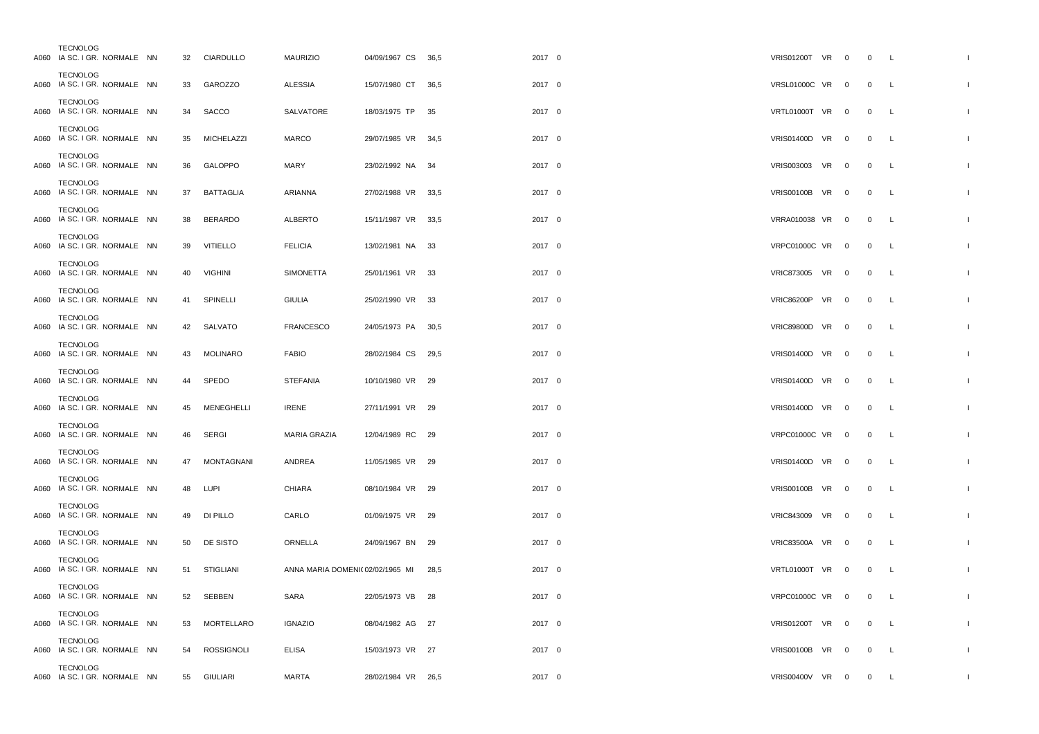| | | | | | | | | | | | | | | |
|---|---|---|---|---|---|---|---|---|---|---|---|---|---|---|
| A060 | TECNOLOG IA SC. I GR. NORMALE | NN | 32 | CIARDULLO | MAURIZIO | 04/09/1967 CS | 36,5 | 2017 | 0 | VRIS01200T | VR | 0 | 0 | L | I |
| A060 | TECNOLOG IA SC. I GR. NORMALE | NN | 33 | GAROZZO | ALESSIA | 15/07/1980 CT | 36,5 | 2017 | 0 | VRSL01000C | VR | 0 | 0 | L | I |
| A060 | TECNOLOG IA SC. I GR. NORMALE | NN | 34 | SACCO | SALVATORE | 18/03/1975 TP | 35 | 2017 | 0 | VRTL01000T | VR | 0 | 0 | L | I |
| A060 | TECNOLOG IA SC. I GR. NORMALE | NN | 35 | MICHELAZZI | MARCO | 29/07/1985 VR | 34,5 | 2017 | 0 | VRIS01400D | VR | 0 | 0 | L | I |
| A060 | TECNOLOG IA SC. I GR. NORMALE | NN | 36 | GALOPPO | MARY | 23/02/1992 NA | 34 | 2017 | 0 | VRIS003003 | VR | 0 | 0 | L | I |
| A060 | TECNOLOG IA SC. I GR. NORMALE | NN | 37 | BATTAGLIA | ARIANNA | 27/02/1988 VR | 33,5 | 2017 | 0 | VRIS00100B | VR | 0 | 0 | L | I |
| A060 | TECNOLOG IA SC. I GR. NORMALE | NN | 38 | BERARDO | ALBERTO | 15/11/1987 VR | 33,5 | 2017 | 0 | VRRA010038 | VR | 0 | 0 | L | I |
| A060 | TECNOLOG IA SC. I GR. NORMALE | NN | 39 | VITIELLO | FELICIA | 13/02/1981 NA | 33 | 2017 | 0 | VRPC01000C | VR | 0 | 0 | L | I |
| A060 | TECNOLOG IA SC. I GR. NORMALE | NN | 40 | VIGHINI | SIMONETTA | 25/01/1961 VR | 33 | 2017 | 0 | VRIC873005 | VR | 0 | 0 | L | I |
| A060 | TECNOLOG IA SC. I GR. NORMALE | NN | 41 | SPINELLI | GIULIA | 25/02/1990 VR | 33 | 2017 | 0 | VRIC86200P | VR | 0 | 0 | L | I |
| A060 | TECNOLOG IA SC. I GR. NORMALE | NN | 42 | SALVATO | FRANCESCO | 24/05/1973 PA | 30,5 | 2017 | 0 | VRIC89800D | VR | 0 | 0 | L | I |
| A060 | TECNOLOG IA SC. I GR. NORMALE | NN | 43 | MOLINARO | FABIO | 28/02/1984 CS | 29,5 | 2017 | 0 | VRIS01400D | VR | 0 | 0 | L | I |
| A060 | TECNOLOG IA SC. I GR. NORMALE | NN | 44 | SPEDO | STEFANIA | 10/10/1980 VR | 29 | 2017 | 0 | VRIS01400D | VR | 0 | 0 | L | I |
| A060 | TECNOLOG IA SC. I GR. NORMALE | NN | 45 | MENEGHELLI | IRENE | 27/11/1991 VR | 29 | 2017 | 0 | VRIS01400D | VR | 0 | 0 | L | I |
| A060 | TECNOLOG IA SC. I GR. NORMALE | NN | 46 | SERGI | MARIA GRAZIA | 12/04/1989 RC | 29 | 2017 | 0 | VRPC01000C | VR | 0 | 0 | L | I |
| A060 | TECNOLOG IA SC. I GR. NORMALE | NN | 47 | MONTAGNANI | ANDREA | 11/05/1985 VR | 29 | 2017 | 0 | VRIS01400D | VR | 0 | 0 | L | I |
| A060 | TECNOLOG IA SC. I GR. NORMALE | NN | 48 | LUPI | CHIARA | 08/10/1984 VR | 29 | 2017 | 0 | VRIS00100B | VR | 0 | 0 | L | I |
| A060 | TECNOLOG IA SC. I GR. NORMALE | NN | 49 | DI PILLO | CARLO | 01/09/1975 VR | 29 | 2017 | 0 | VRIC843009 | VR | 0 | 0 | L | I |
| A060 | TECNOLOG IA SC. I GR. NORMALE | NN | 50 | DE SISTO | ORNELLA | 24/09/1967 BN | 29 | 2017 | 0 | VRIC83500A | VR | 0 | 0 | L | I |
| A060 | TECNOLOG IA SC. I GR. NORMALE | NN | 51 | STIGLIANI | ANNA MARIA DOMENI( | 02/02/1965 MI | 28,5 | 2017 | 0 | VRTL01000T | VR | 0 | 0 | L | I |
| A060 | TECNOLOG IA SC. I GR. NORMALE | NN | 52 | SEBBEN | SARA | 22/05/1973 VB | 28 | 2017 | 0 | VRPC01000C | VR | 0 | 0 | L | I |
| A060 | TECNOLOG IA SC. I GR. NORMALE | NN | 53 | MORTELLARO | IGNAZIO | 08/04/1982 AG | 27 | 2017 | 0 | VRIS01200T | VR | 0 | 0 | L | I |
| A060 | TECNOLOG IA SC. I GR. NORMALE | NN | 54 | ROSSIGNOLI | ELISA | 15/03/1973 VR | 27 | 2017 | 0 | VRIS00100B | VR | 0 | 0 | L | I |
| A060 | TECNOLOG IA SC. I GR. NORMALE | NN | 55 | GIULIARI | MARTA | 28/02/1984 VR | 26,5 | 2017 | 0 | VRIS00400V | VR | 0 | 0 | L | I |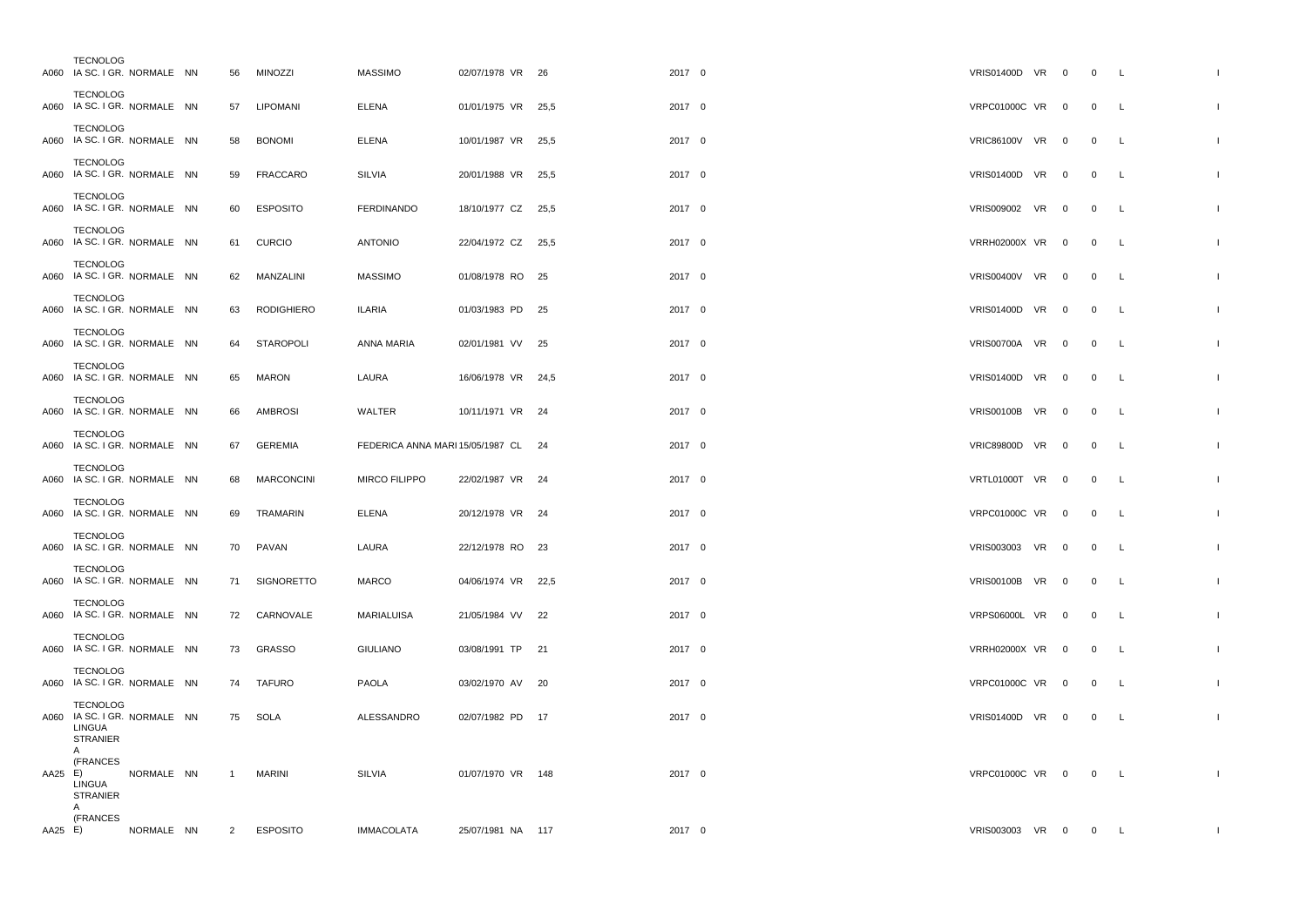| | | | | | | | | | | | | | | | | |
|---|---|---|---|---|---|---|---|---|---|---|---|---|---|---|---|---|
| A060 | TECNOLOG IA SC. I GR. | NORMALE | NN | 56 | MINOZZI | MASSIMO | 02/07/1978 | VR | 26 | 2017 | 0 | VRIS01400D | VR | 0 | 0 | L |
| A060 | TECNOLOG IA SC. I GR. | NORMALE | NN | 57 | LIPOMANI | ELENA | 01/01/1975 | VR | 25,5 | 2017 | 0 | VRPC01000C | VR | 0 | 0 | L |
| A060 | TECNOLOG IA SC. I GR. | NORMALE | NN | 58 | BONOMI | ELENA | 10/01/1987 | VR | 25,5 | 2017 | 0 | VRIC86100V | VR | 0 | 0 | L |
| A060 | TECNOLOG IA SC. I GR. | NORMALE | NN | 59 | FRACCARO | SILVIA | 20/01/1988 | VR | 25,5 | 2017 | 0 | VRIS01400D | VR | 0 | 0 | L |
| A060 | TECNOLOG IA SC. I GR. | NORMALE | NN | 60 | ESPOSITO | FERDINANDO | 18/10/1977 | CZ | 25,5 | 2017 | 0 | VRIS009002 | VR | 0 | 0 | L |
| A060 | TECNOLOG IA SC. I GR. | NORMALE | NN | 61 | CURCIO | ANTONIO | 22/04/1972 | CZ | 25,5 | 2017 | 0 | VRRH02000X | VR | 0 | 0 | L |
| A060 | TECNOLOG IA SC. I GR. | NORMALE | NN | 62 | MANZALINI | MASSIMO | 01/08/1978 | RO | 25 | 2017 | 0 | VRIS00400V | VR | 0 | 0 | L |
| A060 | TECNOLOG IA SC. I GR. | NORMALE | NN | 63 | RODIGHIERO | ILARIA | 01/03/1983 | PD | 25 | 2017 | 0 | VRIS01400D | VR | 0 | 0 | L |
| A060 | TECNOLOG IA SC. I GR. | NORMALE | NN | 64 | STAROPOLI | ANNA MARIA | 02/01/1981 | VV | 25 | 2017 | 0 | VRIS00700A | VR | 0 | 0 | L |
| A060 | TECNOLOG IA SC. I GR. | NORMALE | NN | 65 | MARON | LAURA | 16/06/1978 | VR | 24,5 | 2017 | 0 | VRIS01400D | VR | 0 | 0 | L |
| A060 | TECNOLOG IA SC. I GR. | NORMALE | NN | 66 | AMBROSI | WALTER | 10/11/1971 | VR | 24 | 2017 | 0 | VRIS00100B | VR | 0 | 0 | L |
| A060 | TECNOLOG IA SC. I GR. | NORMALE | NN | 67 | GEREMIA | FEDERICA ANNA MARI | 15/05/1987 | CL | 24 | 2017 | 0 | VRIC89800D | VR | 0 | 0 | L |
| A060 | TECNOLOG IA SC. I GR. | NORMALE | NN | 68 | MARCONCINI | MIRCO FILIPPO | 22/02/1987 | VR | 24 | 2017 | 0 | VRTL01000T | VR | 0 | 0 | L |
| A060 | TECNOLOG IA SC. I GR. | NORMALE | NN | 69 | TRAMARIN | ELENA | 20/12/1978 | VR | 24 | 2017 | 0 | VRPC01000C | VR | 0 | 0 | L |
| A060 | TECNOLOG IA SC. I GR. | NORMALE | NN | 70 | PAVAN | LAURA | 22/12/1978 | RO | 23 | 2017 | 0 | VRIS003003 | VR | 0 | 0 | L |
| A060 | TECNOLOG IA SC. I GR. | NORMALE | NN | 71 | SIGNORETTO | MARCO | 04/06/1974 | VR | 22,5 | 2017 | 0 | VRIS00100B | VR | 0 | 0 | L |
| A060 | TECNOLOG IA SC. I GR. | NORMALE | NN | 72 | CARNOVALE | MARIALUISA | 21/05/1984 | VV | 22 | 2017 | 0 | VRPS06000L | VR | 0 | 0 | L |
| A060 | TECNOLOG IA SC. I GR. | NORMALE | NN | 73 | GRASSO | GIULIANO | 03/08/1991 | TP | 21 | 2017 | 0 | VRRH02000X | VR | 0 | 0 | L |
| A060 | TECNOLOG IA SC. I GR. | NORMALE | NN | 74 | TAFURO | PAOLA | 03/02/1970 | AV | 20 | 2017 | 0 | VRPC01000C | VR | 0 | 0 | L |
| A060 | TECNOLOG IA SC. I GR. | NORMALE | NN | 75 | SOLA | ALESSANDRO | 02/07/1982 | PD | 17 | 2017 | 0 | VRIS01400D | VR | 0 | 0 | L |
| AA25 | LINGUA STRANIER A (FRANCES E) | NORMALE | NN | 1 | MARINI | SILVIA | 01/07/1970 | VR | 148 | 2017 | 0 | VRPC01000C | VR | 0 | 0 | L |
| AA25 | LINGUA STRANIER A (FRANCES E) | NORMALE | NN | 2 | ESPOSITO | IMMACOLATA | 25/07/1981 | NA | 117 | 2017 | 0 | VRIS003003 | VR | 0 | 0 | L |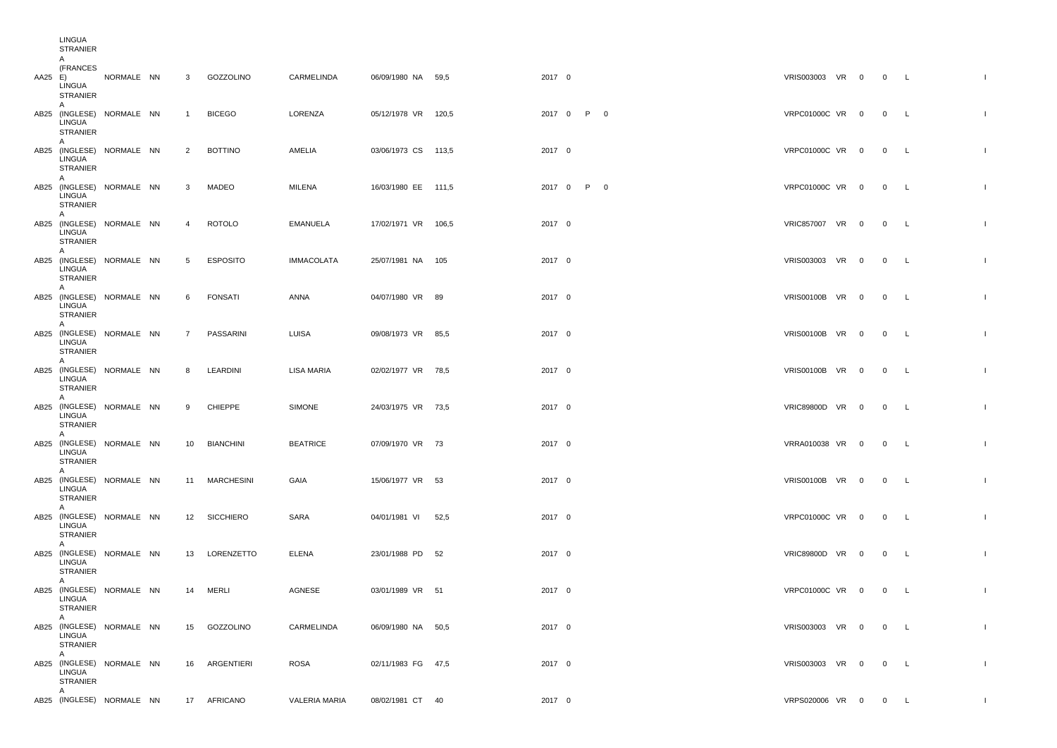| | | | | | | | | | | | | | | | | | |
|---|---|---|---|---|---|---|---|---|---|---|---|---|---|---|---|---|---|
| AA25 | LINGUA STRANIERA (FRANCESE) | NORMALE | NN | 3 | GOZZOLINO | CARMELINDA | 06/09/1980 | NA | 59,5 | 2017 | 0 | | | VRIS003003 | VR | 0 | 0 | L | I |
| AB25 | LINGUA STRANIERA (INGLESE) | NORMALE | NN | 1 | BICEGO | LORENZA | 05/12/1978 | VR | 120,5 | 2017 | 0 | P | 0 | VRPC01000C | VR | 0 | 0 | L | I |
| AB25 | LINGUA STRANIERA (INGLESE) | NORMALE | NN | 2 | BOTTINO | AMELIA | 03/06/1973 | CS | 113,5 | 2017 | 0 | | | VRPC01000C | VR | 0 | 0 | L | I |
| AB25 | LINGUA STRANIERA (INGLESE) | NORMALE | NN | 3 | MADEO | MILENA | 16/03/1980 | EE | 111,5 | 2017 | 0 | P | 0 | VRPC01000C | VR | 0 | 0 | L | I |
| AB25 | LINGUA STRANIERA (INGLESE) | NORMALE | NN | 4 | ROTOLO | EMANUELA | 17/02/1971 | VR | 106,5 | 2017 | 0 | | | VRIC857007 | VR | 0 | 0 | L | I |
| AB25 | LINGUA STRANIERA (INGLESE) | NORMALE | NN | 5 | ESPOSITO | IMMACOLATA | 25/07/1981 | NA | 105 | 2017 | 0 | | | VRIS003003 | VR | 0 | 0 | L | I |
| AB25 | LINGUA STRANIERA (INGLESE) | NORMALE | NN | 6 | FONSATI | ANNA | 04/07/1980 | VR | 89 | 2017 | 0 | | | VRIS00100B | VR | 0 | 0 | L | I |
| AB25 | LINGUA STRANIERA (INGLESE) | NORMALE | NN | 7 | PASSARINI | LUISA | 09/08/1973 | VR | 85,5 | 2017 | 0 | | | VRIS00100B | VR | 0 | 0 | L | I |
| AB25 | LINGUA STRANIERA (INGLESE) | NORMALE | NN | 8 | LEARDINI | LISA MARIA | 02/02/1977 | VR | 78,5 | 2017 | 0 | | | VRIS00100B | VR | 0 | 0 | L | I |
| AB25 | LINGUA STRANIERA (INGLESE) | NORMALE | NN | 9 | CHIEPPE | SIMONE | 24/03/1975 | VR | 73,5 | 2017 | 0 | | | VRIC89800D | VR | 0 | 0 | L | I |
| AB25 | LINGUA STRANIERA (INGLESE) | NORMALE | NN | 10 | BIANCHINI | BEATRICE | 07/09/1970 | VR | 73 | 2017 | 0 | | | VRRA010038 | VR | 0 | 0 | L | I |
| AB25 | LINGUA STRANIERA (INGLESE) | NORMALE | NN | 11 | MARCHESINI | GAIA | 15/06/1977 | VR | 53 | 2017 | 0 | | | VRIS00100B | VR | 0 | 0 | L | I |
| AB25 | LINGUA STRANIERA (INGLESE) | NORMALE | NN | 12 | SICCHIERO | SARA | 04/01/1981 | VI | 52,5 | 2017 | 0 | | | VRPC01000C | VR | 0 | 0 | L | I |
| AB25 | LINGUA STRANIERA (INGLESE) | NORMALE | NN | 13 | LORENZETTO | ELENA | 23/01/1988 | PD | 52 | 2017 | 0 | | | VRIC89800D | VR | 0 | 0 | L | I |
| AB25 | LINGUA STRANIERA (INGLESE) | NORMALE | NN | 14 | MERLI | AGNESE | 03/01/1989 | VR | 51 | 2017 | 0 | | | VRPC01000C | VR | 0 | 0 | L | I |
| AB25 | LINGUA STRANIERA (INGLESE) | NORMALE | NN | 15 | GOZZOLINO | CARMELINDA | 06/09/1980 | NA | 50,5 | 2017 | 0 | | | VRIS003003 | VR | 0 | 0 | L | I |
| AB25 | LINGUA STRANIERA (INGLESE) | NORMALE | NN | 16 | ARGENTIERI | ROSA | 02/11/1983 | FG | 47,5 | 2017 | 0 | | | VRIS003003 | VR | 0 | 0 | L | I |
| AB25 | LINGUA STRANIERA (INGLESE) | NORMALE | NN | 17 | AFRICANO | VALERIA MARIA | 08/02/1981 | CT | 40 | 2017 | 0 | | | VRPS020006 | VR | 0 | 0 | L | I |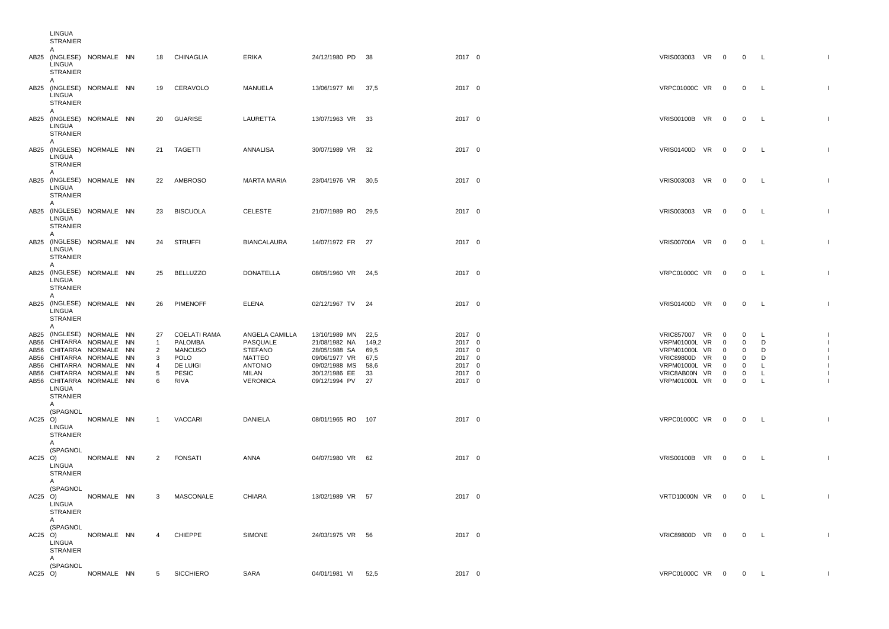| | | | | | | | | | | | | | | | | | |
|---|---|---|---|---|---|---|---|---|---|---|---|---|---|---|---|---|---|
| AB25 | LINGUA STRANIERA (INGLESE) | NORMALE | NN | 18 | CHINAGLIA | ERIKA | 24/12/1980 | PD | 38 | 2017 | 0 | VRIS003003 | VR | 0 | 0 | L | I |
| AB25 | LINGUA STRANIERA (INGLESE) | NORMALE | NN | 19 | CERAVOLO | MANUELA | 13/06/1977 | MI | 37,5 | 2017 | 0 | VRPC01000C | VR | 0 | 0 | L | I |
| AB25 | LINGUA STRANIERA (INGLESE) | NORMALE | NN | 20 | GUARISE | LAURETTA | 13/07/1963 | VR | 33 | 2017 | 0 | VRIS00100B | VR | 0 | 0 | L | I |
| AB25 | LINGUA STRANIERA (INGLESE) | NORMALE | NN | 21 | TAGETTI | ANNALISA | 30/07/1989 | VR | 32 | 2017 | 0 | VRIS01400D | VR | 0 | 0 | L | I |
| AB25 | LINGUA STRANIERA (INGLESE) | NORMALE | NN | 22 | AMBROSO | MARTA MARIA | 23/04/1976 | VR | 30,5 | 2017 | 0 | VRIS003003 | VR | 0 | 0 | L | I |
| AB25 | LINGUA STRANIERA (INGLESE) | NORMALE | NN | 23 | BISCUOLA | CELESTE | 21/07/1989 | RO | 29,5 | 2017 | 0 | VRIS003003 | VR | 0 | 0 | L | I |
| AB25 | LINGUA STRANIERA (INGLESE) | NORMALE | NN | 24 | STRUFFI | BIANCALAURA | 14/07/1972 | FR | 27 | 2017 | 0 | VRIS00700A | VR | 0 | 0 | L | I |
| AB25 | LINGUA STRANIERA (INGLESE) | NORMALE | NN | 25 | BELLUZZO | DONATELLA | 08/05/1960 | VR | 24,5 | 2017 | 0 | VRPC01000C | VR | 0 | 0 | L | I |
| AB25 | LINGUA STRANIERA (INGLESE) | NORMALE | NN | 26 | PIMENOFF | ELENA | 02/12/1967 | TV | 24 | 2017 | 0 | VRIS01400D | VR | 0 | 0 | L | I |
| AB25 | LINGUA STRANIERA (INGLESE) | NORMALE | NN | 27 | COELATI RAMA | ANGELA CAMILLA | 13/10/1989 | MN | 22,5 | 2017 | 0 | VRIC857007 | VR | 0 | 0 | L | I |
| AB56 | CHITARRA | NORMALE | NN | 1 | PALOMBA | PASQUALE | 21/08/1982 | NA | 149,2 | 2017 | 0 | VRPM01000L | VR | 0 | 0 | D | I |
| AB56 | CHITARRA | NORMALE | NN | 2 | MANCUSO | STEFANO | 28/05/1988 | SA | 69,5 | 2017 | 0 | VRPM01000L | VR | 0 | 0 | D | I |
| AB56 | CHITARRA | NORMALE | NN | 3 | POLO | MATTEO | 09/06/1977 | VR | 67,5 | 2017 | 0 | VRIC89800D | VR | 0 | 0 | D | I |
| AB56 | CHITARRA | NORMALE | NN | 4 | DE LUIGI | ANTONIO | 09/02/1988 | MS | 58,6 | 2017 | 0 | VRPM01000L | VR | 0 | 0 | L | I |
| AB56 | CHITARRA | NORMALE | NN | 5 | PESIC | MILAN | 30/12/1986 | EE | 33 | 2017 | 0 | VRIC8AB00N | VR | 0 | 0 | L | I |
| AB56 | CHITARRA | NORMALE | NN | 6 | RIVA | VERONICA | 09/12/1994 | PV | 27 | 2017 | 0 | VRPM01000L | VR | 0 | 0 | L | I |
| AC25 | LINGUA STRANIERA (SPAGNOLO) | NORMALE | NN | 1 | VACCARI | DANIELA | 08/01/1965 | RO | 107 | 2017 | 0 | VRPC01000C | VR | 0 | 0 | L | I |
| AC25 | LINGUA STRANIERA (SPAGNOLO) | NORMALE | NN | 2 | FONSATI | ANNA | 04/07/1980 | VR | 62 | 2017 | 0 | VRIS00100B | VR | 0 | 0 | L | I |
| AC25 | LINGUA STRANIERA (SPAGNOLO) | NORMALE | NN | 3 | MASCONALE | CHIARA | 13/02/1989 | VR | 57 | 2017 | 0 | VRTD10000N | VR | 0 | 0 | L | I |
| AC25 | LINGUA STRANIERA (SPAGNOLO) | NORMALE | NN | 4 | CHIEPPE | SIMONE | 24/03/1975 | VR | 56 | 2017 | 0 | VRIC89800D | VR | 0 | 0 | L | I |
| AC25 | LINGUA STRANIERA (SPAGNOLO) | NORMALE | NN | 5 | SICCHIERO | SARA | 04/01/1981 | VI | 52,5 | 2017 | 0 | VRPC01000C | VR | 0 | 0 | L | I |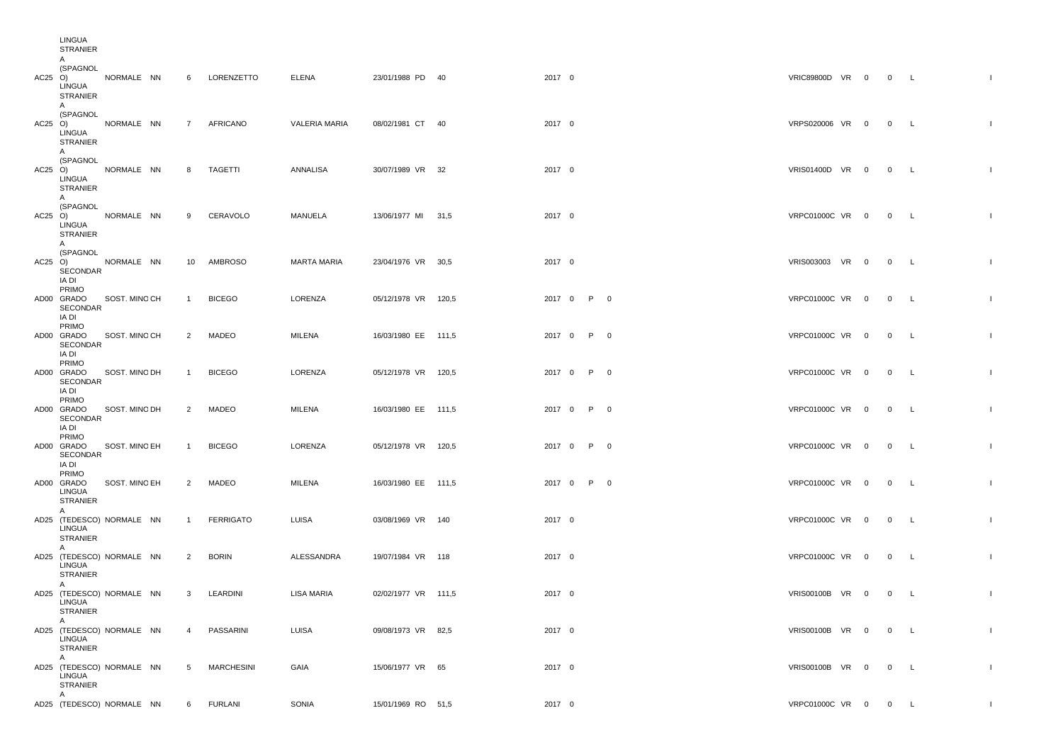| | | | | | | | | | | | | | | | | | | |
|---|---|---|---|---|---|---|---|---|---|---|---|---|---|---|---|---|---|---|
| AC25 | LINGUA STRANIERA (SPAGNOLO) | NORMALE | NN | 6 | LORENZETTO | ELENA | 23/01/1988 PD | 40 | 2017 | 0 | | | VRIC89800D | VR | 0 | 0 | L | I |
| AC25 | LINGUA STRANIERA (SPAGNOLO) | NORMALE | NN | 7 | AFRICANO | VALERIA MARIA | 08/02/1981 CT | 40 | 2017 | 0 | | | VRPS020006 | VR | 0 | 0 | L | I |
| AC25 | LINGUA STRANIERA (SPAGNOLO) | NORMALE | NN | 8 | TAGETTI | ANNALISA | 30/07/1989 VR | 32 | 2017 | 0 | | | VRIS01400D | VR | 0 | 0 | L | I |
| AC25 | LINGUA STRANIERA (SPAGNOLO) | NORMALE | NN | 9 | CERAVOLO | MANUELA | 13/06/1977 MI | 31,5 | 2017 | 0 | | | VRPC01000C | VR | 0 | 0 | L | I |
| AC25 | LINGUA STRANIERA (SPAGNOLO) | NORMALE | NN | 10 | AMBROSO | MARTA MARIA | 23/04/1976 VR | 30,5 | 2017 | 0 | | | VRIS003003 | VR | 0 | 0 | L | I |
| AD00 | SECONDARIA DI PRIMO GRADO | SOST. MINO | CH | 1 | BICEGO | LORENZA | 05/12/1978 VR | 120,5 | 2017 | 0 | P | 0 | VRPC01000C | VR | 0 | 0 | L | I |
| AD00 | SECONDARIA DI PRIMO GRADO | SOST. MINO | CH | 2 | MADEO | MILENA | 16/03/1980 EE | 111,5 | 2017 | 0 | P | 0 | VRPC01000C | VR | 0 | 0 | L | I |
| AD00 | SECONDARIA DI PRIMO GRADO | SOST. MINO | DH | 1 | BICEGO | LORENZA | 05/12/1978 VR | 120,5 | 2017 | 0 | P | 0 | VRPC01000C | VR | 0 | 0 | L | I |
| AD00 | SECONDARIA DI PRIMO GRADO | SOST. MINO | DH | 2 | MADEO | MILENA | 16/03/1980 EE | 111,5 | 2017 | 0 | P | 0 | VRPC01000C | VR | 0 | 0 | L | I |
| AD00 | SECONDARIA DI PRIMO GRADO | SOST. MINO | EH | 1 | BICEGO | LORENZA | 05/12/1978 VR | 120,5 | 2017 | 0 | P | 0 | VRPC01000C | VR | 0 | 0 | L | I |
| AD00 | SECONDARIA DI PRIMO GRADO | SOST. MINO | EH | 2 | MADEO | MILENA | 16/03/1980 EE | 111,5 | 2017 | 0 | P | 0 | VRPC01000C | VR | 0 | 0 | L | I |
| AD25 | LINGUA STRANIERA (TEDESCO) | NORMALE | NN | 1 | FERRIGATO | LUISA | 03/08/1969 VR | 140 | 2017 | 0 | | | VRPC01000C | VR | 0 | 0 | L | I |
| AD25 | LINGUA STRANIERA (TEDESCO) | NORMALE | NN | 2 | BORIN | ALESSANDRA | 19/07/1984 VR | 118 | 2017 | 0 | | | VRPC01000C | VR | 0 | 0 | L | I |
| AD25 | LINGUA STRANIERA (TEDESCO) | NORMALE | NN | 3 | LEARDINI | LISA MARIA | 02/02/1977 VR | 111,5 | 2017 | 0 | | | VRIS00100B | VR | 0 | 0 | L | I |
| AD25 | LINGUA STRANIERA (TEDESCO) | NORMALE | NN | 4 | PASSARINI | LUISA | 09/08/1973 VR | 82,5 | 2017 | 0 | | | VRIS00100B | VR | 0 | 0 | L | I |
| AD25 | LINGUA STRANIERA (TEDESCO) | NORMALE | NN | 5 | MARCHESINI | GAIA | 15/06/1977 VR | 65 | 2017 | 0 | | | VRIS00100B | VR | 0 | 0 | L | I |
| AD25 | LINGUA STRANIERA (TEDESCO) | NORMALE | NN | 6 | FURLANI | SONIA | 15/01/1969 RO | 51,5 | 2017 | 0 | | | VRPC01000C | VR | 0 | 0 | L | I |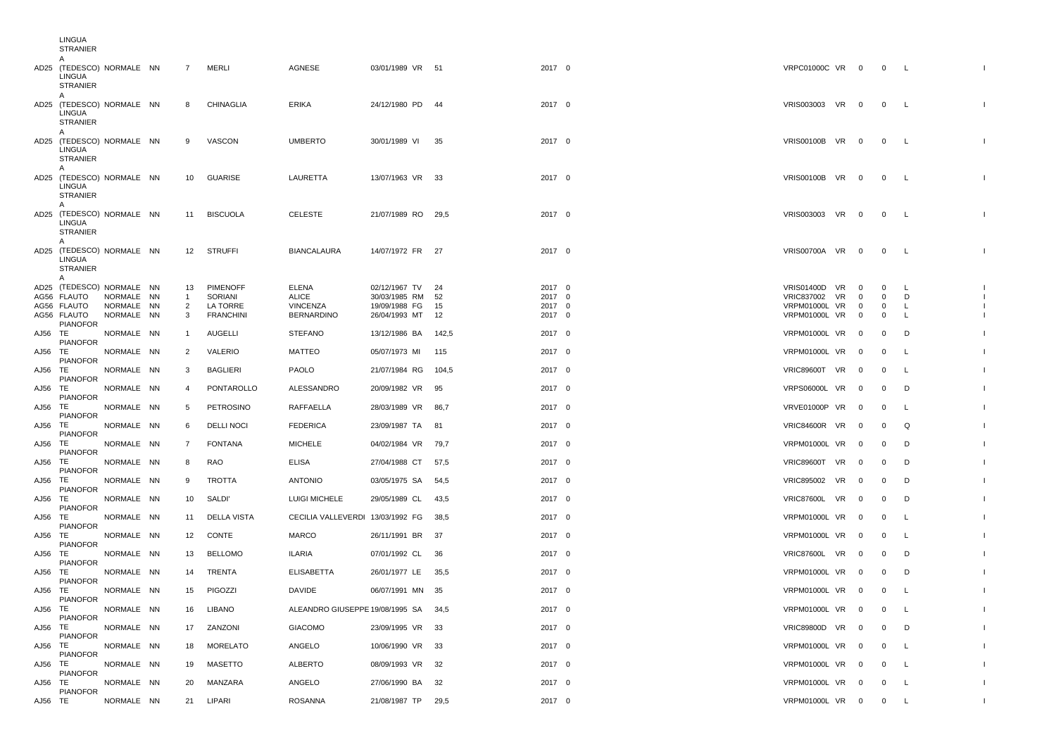| | | | | | | | | | | | | | | | | | |
|---|---|---|---|---|---|---|---|---|---|---|---|---|---|---|---|---|---|
| AD25 | LINGUA STRANIERA (TEDESCO) | NORMALE | NN | 7 | MERLI | AGNESE | 03/01/1989 | VR | 51 | 2017 | 0 | VRPC01000C | VR | 0 | 0 | L | I |
| AD25 | LINGUA STRANIERA (TEDESCO) | NORMALE | NN | 8 | CHINAGLIA | ERIKA | 24/12/1980 | PD | 44 | 2017 | 0 | VRIS003003 | VR | 0 | 0 | L | I |
| AD25 | LINGUA STRANIERA (TEDESCO) | NORMALE | NN | 9 | VASCON | UMBERTO | 30/01/1989 | VI | 35 | 2017 | 0 | VRIS00100B | VR | 0 | 0 | L | I |
| AD25 | LINGUA STRANIERA (TEDESCO) | NORMALE | NN | 10 | GUARISE | LAURETTA | 13/07/1963 | VR | 33 | 2017 | 0 | VRIS00100B | VR | 0 | 0 | L | I |
| AD25 | LINGUA STRANIERA (TEDESCO) | NORMALE | NN | 11 | BISCUOLA | CELESTE | 21/07/1989 | RO | 29,5 | 2017 | 0 | VRIS003003 | VR | 0 | 0 | L | I |
| AD25 | LINGUA STRANIERA (TEDESCO) | NORMALE | NN | 12 | STRUFFI | BIANCALAURA | 14/07/1972 | FR | 27 | 2017 | 0 | VRIS00700A | VR | 0 | 0 | L | I |
| AD25 | LINGUA STRANIERA (TEDESCO) | NORMALE | NN | 13 | PIMENOFF | ELENA | 02/12/1967 | TV | 24 | 2017 | 0 | VRIS01400D | VR | 0 | 0 | L | I |
| AG56 | FLAUTO | NORMALE | NN | 1 | SORIANI | ALICE | 30/03/1985 | RM | 52 | 2017 | 0 | VRIC837002 | VR | 0 | 0 | D | I |
| AG56 | FLAUTO | NORMALE | NN | 2 | LA TORRE | VINCENZA | 19/09/1988 | FG | 15 | 2017 | 0 | VRPM01000L | VR | 0 | 0 | L | I |
| AG56 | FLAUTO | NORMALE | NN | 3 | FRANCHINI | BERNARDINO | 26/04/1993 | MT | 12 | 2017 | 0 | VRPM01000L | VR | 0 | 0 | L | I |
| AJ56 | PIANOFORTE | NORMALE | NN | 1 | AUGELLI | STEFANO | 13/12/1986 | BA | 142,5 | 2017 | 0 | VRPM01000L | VR | 0 | 0 | D | I |
| AJ56 | PIANOFORTE | NORMALE | NN | 2 | VALERIO | MATTEO | 05/07/1973 | MI | 115 | 2017 | 0 | VRPM01000L | VR | 0 | 0 | L | I |
| AJ56 | PIANOFORTE | NORMALE | NN | 3 | BAGLIERI | PAOLO | 21/07/1984 | RG | 104,5 | 2017 | 0 | VRIC89600T | VR | 0 | 0 | L | I |
| AJ56 | PIANOFORTE | NORMALE | NN | 4 | PONTAROLLO | ALESSANDRO | 20/09/1982 | VR | 95 | 2017 | 0 | VRPS06000L | VR | 0 | 0 | D | I |
| AJ56 | PIANOFORTE | NORMALE | NN | 5 | PETROSINO | RAFFAELLA | 28/03/1989 | VR | 86,7 | 2017 | 0 | VRVE01000P | VR | 0 | 0 | L | I |
| AJ56 | PIANOFORTE | NORMALE | NN | 6 | DELLI NOCI | FEDERICA | 23/09/1987 | TA | 81 | 2017 | 0 | VRIC84600R | VR | 0 | 0 | Q | I |
| AJ56 | PIANOFORTE | NORMALE | NN | 7 | FONTANA | MICHELE | 04/02/1984 | VR | 79,7 | 2017 | 0 | VRPM01000L | VR | 0 | 0 | D | I |
| AJ56 | PIANOFORTE | NORMALE | NN | 8 | RAO | ELISA | 27/04/1988 | CT | 57,5 | 2017 | 0 | VRIC89600T | VR | 0 | 0 | D | I |
| AJ56 | PIANOFORTE | NORMALE | NN | 9 | TROTTA | ANTONIO | 03/05/1975 | SA | 54,5 | 2017 | 0 | VRIC895002 | VR | 0 | 0 | D | I |
| AJ56 | PIANOFORTE | NORMALE | NN | 10 | SALDI' | LUIGI MICHELE | 29/05/1989 | CL | 43,5 | 2017 | 0 | VRIC87600L | VR | 0 | 0 | D | I |
| AJ56 | PIANOFORTE | NORMALE | NN | 11 | DELLA VISTA | CECILIA VALLEVERDI | 13/03/1992 | FG | 38,5 | 2017 | 0 | VRPM01000L | VR | 0 | 0 | L | I |
| AJ56 | PIANOFORTE | NORMALE | NN | 12 | CONTE | MARCO | 26/11/1991 | BR | 37 | 2017 | 0 | VRPM01000L | VR | 0 | 0 | L | I |
| AJ56 | PIANOFORTE | NORMALE | NN | 13 | BELLOMO | ILARIA | 07/01/1992 | CL | 36 | 2017 | 0 | VRIC87600L | VR | 0 | 0 | D | I |
| AJ56 | PIANOFORTE | NORMALE | NN | 14 | TRENTA | ELISABETTA | 26/01/1977 | LE | 35,5 | 2017 | 0 | VRPM01000L | VR | 0 | 0 | D | I |
| AJ56 | PIANOFORTE | NORMALE | NN | 15 | PIGOZZI | DAVIDE | 06/07/1991 | MN | 35 | 2017 | 0 | VRPM01000L | VR | 0 | 0 | L | I |
| AJ56 | PIANOFORTE | NORMALE | NN | 16 | LIBANO | ALEANDRO GIUSEPPE | 19/08/1995 | SA | 34,5 | 2017 | 0 | VRPM01000L | VR | 0 | 0 | L | I |
| AJ56 | PIANOFORTE | NORMALE | NN | 17 | ZANZONI | GIACOMO | 23/09/1995 | VR | 33 | 2017 | 0 | VRIC89800D | VR | 0 | 0 | D | I |
| AJ56 | PIANOFORTE | NORMALE | NN | 18 | MORELATO | ANGELO | 10/06/1990 | VR | 33 | 2017 | 0 | VRPM01000L | VR | 0 | 0 | L | I |
| AJ56 | PIANOFORTE | NORMALE | NN | 19 | MASETTO | ALBERTO | 08/09/1993 | VR | 32 | 2017 | 0 | VRPM01000L | VR | 0 | 0 | L | I |
| AJ56 | PIANOFORTE | NORMALE | NN | 20 | MANZARA | ANGELO | 27/06/1990 | BA | 32 | 2017 | 0 | VRPM01000L | VR | 0 | 0 | L | I |
| AJ56 | PIANOFORTE | NORMALE | NN | 21 | LIPARI | ROSANNA | 21/08/1987 | TP | 29,5 | 2017 | 0 | VRPM01000L | VR | 0 | 0 | L | I |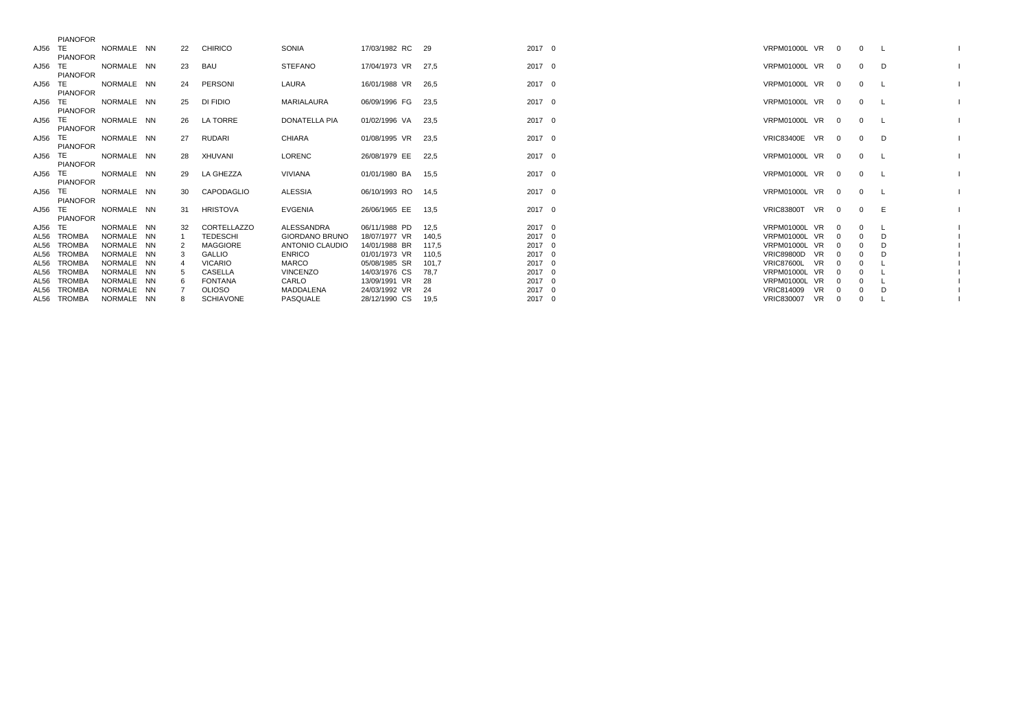| | | | | | | | | | | | | | | | | | |
|---|---|---|---|---|---|---|---|---|---|---|---|---|---|---|---|---|---|
| AJ56 | PIANOFORTE | NORMALE | NN | 22 | CHIRICO | SONIA | 17/03/1982 | RC | 29 | 2017 | 0 | VRPM01000L | VR | 0 | 0 | L | I |
| AJ56 | PIANOFORTE | NORMALE | NN | 23 | BAU | STEFANO | 17/04/1973 | VR | 27,5 | 2017 | 0 | VRPM01000L | VR | 0 | 0 | D | I |
| AJ56 | PIANOFORTE | NORMALE | NN | 24 | PERSONI | LAURA | 16/01/1988 | VR | 26,5 | 2017 | 0 | VRPM01000L | VR | 0 | 0 | L | I |
| AJ56 | PIANOFORTE | NORMALE | NN | 25 | DI FIDIO | MARIALAURA | 06/09/1996 | FG | 23,5 | 2017 | 0 | VRPM01000L | VR | 0 | 0 | L | I |
| AJ56 | PIANOFORTE | NORMALE | NN | 26 | LA TORRE | DONATELLA PIA | 01/02/1996 | VA | 23,5 | 2017 | 0 | VRPM01000L | VR | 0 | 0 | L | I |
| AJ56 | PIANOFORTE | NORMALE | NN | 27 | RUDARI | CHIARA | 01/08/1995 | VR | 23,5 | 2017 | 0 | VRIC83400E | VR | 0 | 0 | D | I |
| AJ56 | PIANOFORTE | NORMALE | NN | 28 | XHUVANI | LORENC | 26/08/1979 | EE | 22,5 | 2017 | 0 | VRPM01000L | VR | 0 | 0 | L | I |
| AJ56 | PIANOFORTE | NORMALE | NN | 29 | LA GHEZZA | VIVIANA | 01/01/1980 | BA | 15,5 | 2017 | 0 | VRPM01000L | VR | 0 | 0 | L | I |
| AJ56 | PIANOFORTE | NORMALE | NN | 30 | CAPODAGLIO | ALESSIA | 06/10/1993 | RO | 14,5 | 2017 | 0 | VRPM01000L | VR | 0 | 0 | L | I |
| AJ56 | PIANOFORTE | NORMALE | NN | 31 | HRISTOVA | EVGENIA | 26/06/1965 | EE | 13,5 | 2017 | 0 | VRIC83800T | VR | 0 | 0 | E | I |
| AJ56 | PIANOFORTE | NORMALE | NN | 32 | CORTELLAZZO | ALESSANDRA | 06/11/1988 | PD | 12,5 | 2017 | 0 | VRPM01000L | VR | 0 | 0 | L | I |
| AL56 | TROMBA | NORMALE | NN | 1 | TEDESCHI | GIORDANO BRUNO | 18/07/1977 | VR | 140,5 | 2017 | 0 | VRPM01000L | VR | 0 | 0 | D | I |
| AL56 | TROMBA | NORMALE | NN | 2 | MAGGIORE | ANTONIO CLAUDIO | 14/01/1988 | BR | 117,5 | 2017 | 0 | VRPM01000L | VR | 0 | 0 | D | I |
| AL56 | TROMBA | NORMALE | NN | 3 | GALLIO | ENRICO | 01/01/1973 | VR | 110,5 | 2017 | 0 | VRIC89800D | VR | 0 | 0 | D | I |
| AL56 | TROMBA | NORMALE | NN | 4 | VICARIO | MARCO | 05/08/1985 | SR | 101,7 | 2017 | 0 | VRIC87600L | VR | 0 | 0 | L | I |
| AL56 | TROMBA | NORMALE | NN | 5 | CASELLA | VINCENZO | 14/03/1976 | CS | 78,7 | 2017 | 0 | VRPM01000L | VR | 0 | 0 | L | I |
| AL56 | TROMBA | NORMALE | NN | 6 | FONTANA | CARLO | 13/09/1991 | VR | 28 | 2017 | 0 | VRPM01000L | VR | 0 | 0 | L | I |
| AL56 | TROMBA | NORMALE | NN | 7 | OLIOSO | MADDALENA | 24/03/1992 | VR | 24 | 2017 | 0 | VRIC814009 | VR | 0 | 0 | D | I |
| AL56 | TROMBA | NORMALE | NN | 8 | SCHIAVONE | PASQUALE | 28/12/1990 | CS | 19,5 | 2017 | 0 | VRIC830007 | VR | 0 | 0 | L | I |